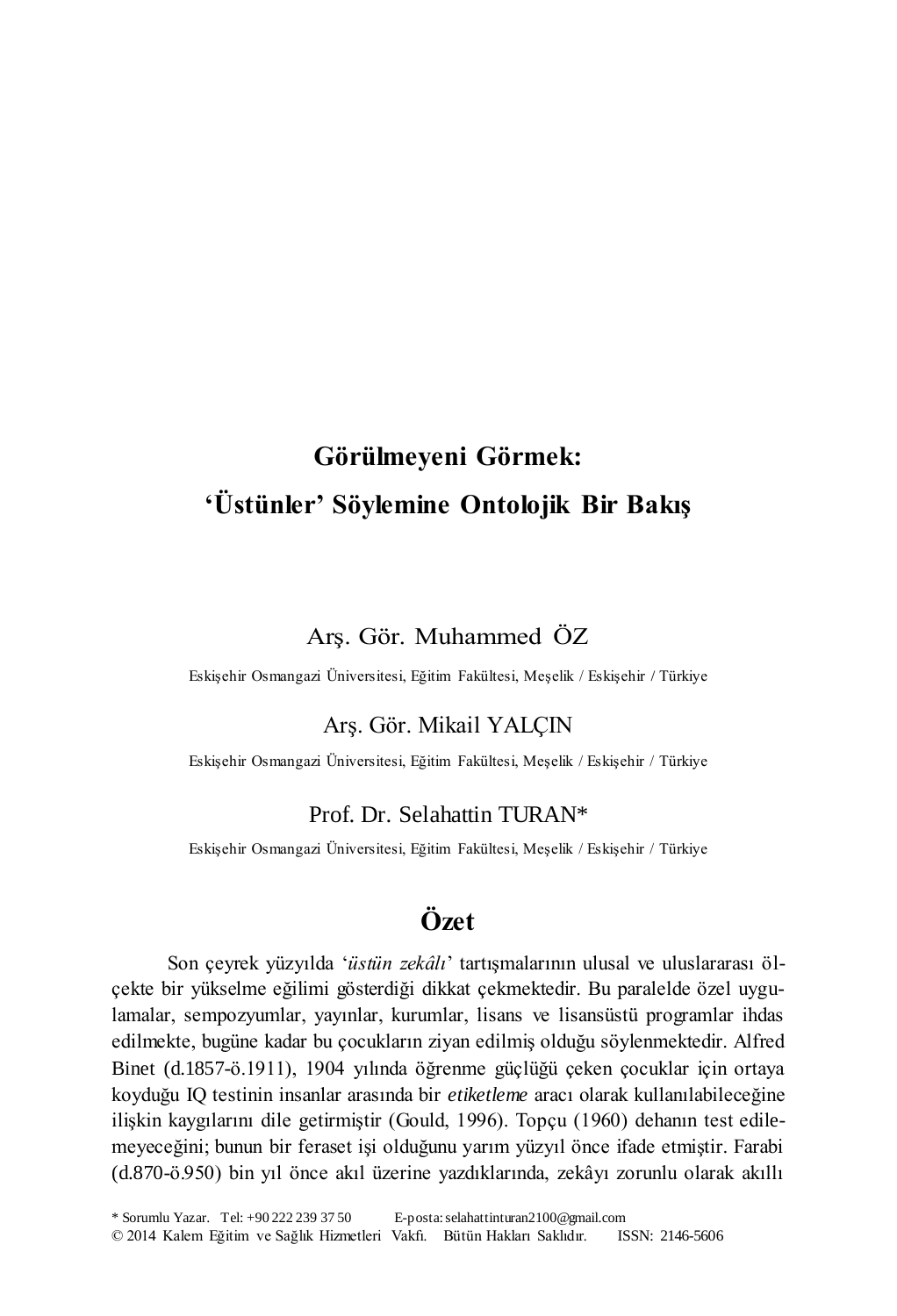# Görülmeyeni Görmek: 'Üstünler' Söylemine Ontolojik Bir Bakış

Arş. Gör. Muhammed ÖZ

Eskişehir Osmangazi Üniversitesi, Eğitim Fakültesi, Meşelik / Eskişehir / Türkiye

Arş. Gör. Mikail YALÇIN

Eskişehir Osmangazi Üniversitesi, Eğitim Fakültesi, Meşelik / Eskişehir / Türkiye

Prof. Dr. Selahattin TURAN*

Eskişehir Osmangazi Üniversitesi, Eğitim Fakültesi, Meşelik / Eskişehir / Türkiye

## Özet

Son çeyrek yüzyılda '*üstün zekâlı*' tartışmalarının ulusal ve uluslararası ölçekte bir yükselme eğilimi gösterdiği dikkat çekmektedir. Bu paralelde özel uygulamalar, sempozyumlar, yayınlar, kurumlar, lisans ve lisansüstü programlar ihdas edilmekte, bugüne kadar bu çocukların ziyan edilmiş olduğu söylenmektedir. Alfred Binet (d.1857-ö.1911), 1904 yılında öğrenme güçlüğü çeken çocuklar için ortaya koyduğu IQ testinin insanlar arasında bir *etiketleme* aracı olarak kullanılabileceğine ilişkin kaygılarını dile getirmiştir (Gould, 1996). Topçu (1960) dehanın test edilemeyeceğini; bunun bir feraset işi olduğunu yarım yüzyıl önce ifade etmiştir. Farabi (d.870-ö.950) bin yıl önce akıl üzerine yazdıklarında, zekâyı zorunlu olarak akıllı

* Sorumlu Yazar. Tel: +90 222 239 37 50 E-posta: selahattinturan2100@gmail.com

© 2014 Kalem Eğitim ve Sağlık Hizmetleri Vakfı. Bütün Hakları Saklıdır. ISSN: 2146-5606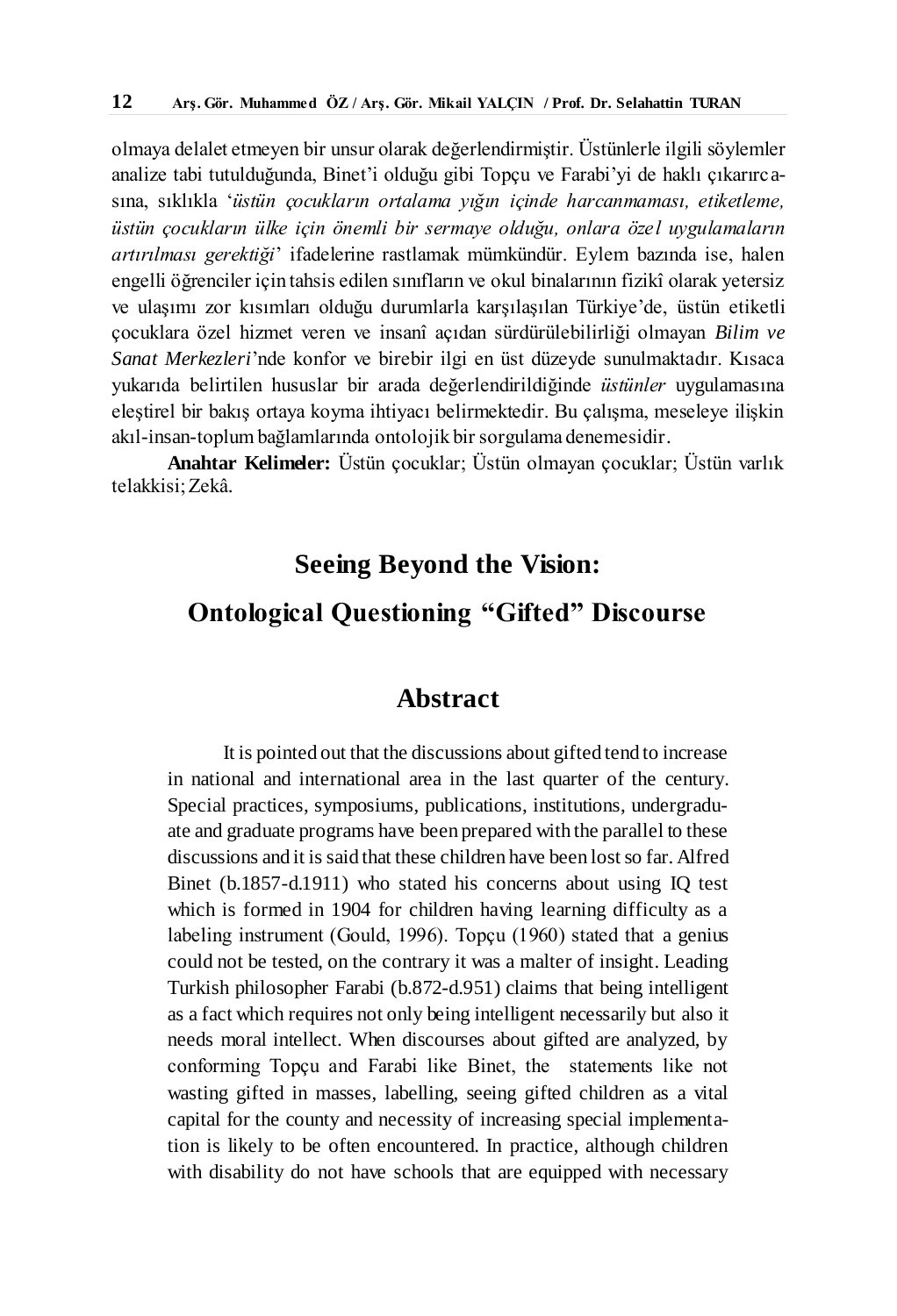olmaya delalet etmeyen bir unsur olarak değerlendirmiştir. Üstünlerle ilgili söylemler analize tabi tutulduğunda, Binet'i olduğu gibi Topçu ve Farabi'yi de haklı çıkarırcasına, sıklıkla '*üstün çocukların ortalama yığın içinde harcanmaması, etiketleme, üstün çocukların ülke için önemli bir sermaye olduğu, onlara özel uygulamaların artırılması gerektiği*' ifadelerine rastlamak mümkündür. Eylem bazında ise, halen engelli öğrenciler için tahsis edilen sınıfların ve okul binalarının fizikî olarak yetersiz ve ulaşımı zor kısımları olduğu durumlarla karşılaşılan Türkiye'de, üstün etiketli çocuklara özel hizmet veren ve insanî açıdan sürdürülebilirliği olmayan *Bilim ve Sanat Merkezleri*'nde konfor ve birebir ilgi en üst düzeyde sunulmaktadır. Kısaca yukarıda belirtilen hususlar bir arada değerlendirildiğinde *üstünler* uygulamasına eleştirel bir bakış ortaya koyma ihtiyacı belirmektedir. Bu çalışma, meseleye ilişkin akıl-insan-toplum bağlamlarında ontolojik bir sorgulama denemesidir.

**Anahtar Kelimeler:** Üstün çocuklar; Üstün olmayan çocuklar; Üstün varlık telakkisi; Zekâ.

# Seeing Beyond the Vision: Ontological Questioning "Gifted" Discourse

## Abstract

It is pointed out that the discussions about gifted tend to increase in national and international area in the last quarter of the century. Special practices, symposiums, publications, institutions, undergraduate and graduate programs have been prepared with the parallel to these discussions and it is said that these children have been lost so far. Alfred Binet (b.1857-d.1911) who stated his concerns about using IQ test which is formed in 1904 for children having learning difficulty as a labeling instrument (Gould, 1996). Topçu (1960) stated that a genius could not be tested, on the contrary it was a malter of insight. Leading Turkish philosopher Farabi (b.872-d.951) claims that being intelligent as a fact which requires not only being intelligent necessarily but also it needs moral intellect. When discourses about gifted are analyzed, by conforming Topçu and Farabi like Binet, the statements like not wasting gifted in masses, labelling, seeing gifted children as a vital capital for the county and necessity of increasing special implementation is likely to be often encountered. In practice, although children with disability do not have schools that are equipped with necessary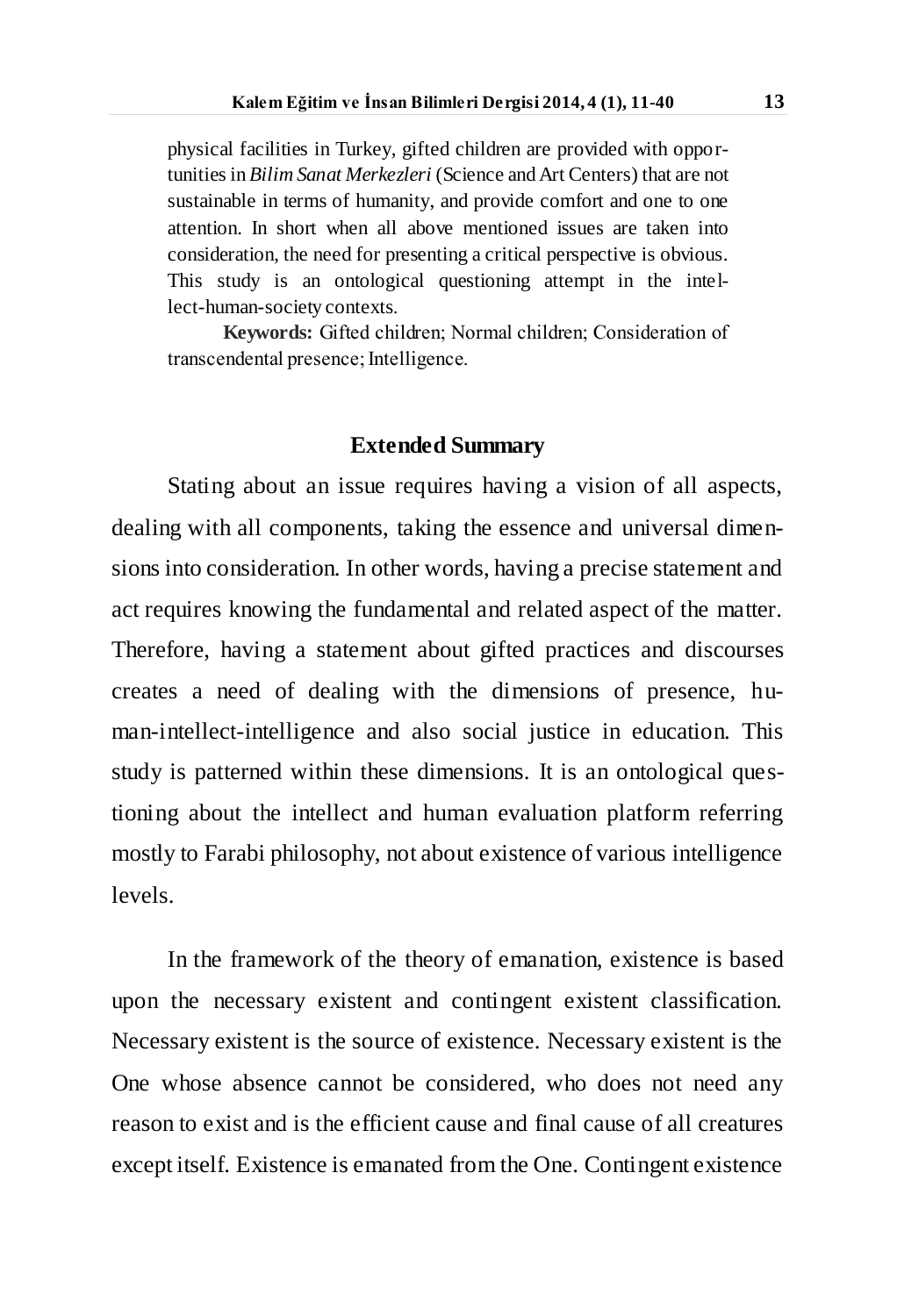physical facilities in Turkey, gifted children are provided with opportunities in *Bilim Sanat Merkezleri* (Science and Art Centers) that are not sustainable in terms of humanity, and provide comfort and one to one attention. In short when all above mentioned issues are taken into consideration, the need for presenting a critical perspective is obvious. This study is an ontological questioning attempt in the intellect-human-society contexts.

**Keywords:** Gifted children; Normal children; Consideration of transcendental presence; Intelligence.

## Extended Summary

Stating about an issue requires having a vision of all aspects, dealing with all components, taking the essence and universal dimensions into consideration. In other words, having a precise statement and act requires knowing the fundamental and related aspect of the matter. Therefore, having a statement about gifted practices and discourses creates a need of dealing with the dimensions of presence, human-intellect-intelligence and also social justice in education. This study is patterned within these dimensions. It is an ontological questioning about the intellect and human evaluation platform referring mostly to Farabi philosophy, not about existence of various intelligence levels.

In the framework of the theory of emanation, existence is based upon the necessary existent and contingent existent classification. Necessary existent is the source of existence. Necessary existent is the One whose absence cannot be considered, who does not need any reason to exist and is the efficient cause and final cause of all creatures except itself. Existence is emanated from the One. Contingent existence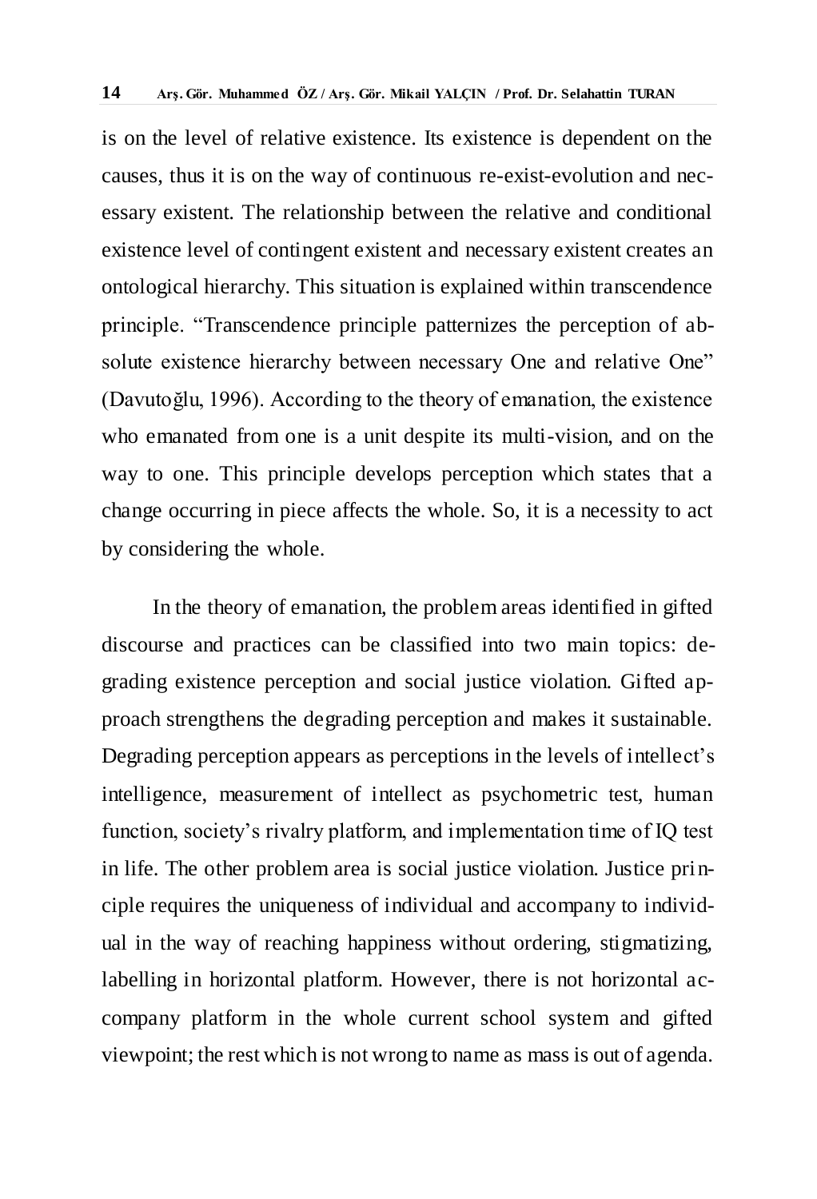is on the level of relative existence. Its existence is dependent on the causes, thus it is on the way of continuous re-exist-evolution and necessary existent. The relationship between the relative and conditional existence level of contingent existent and necessary existent creates an ontological hierarchy. This situation is explained within transcendence principle. "Transcendence principle patternizes the perception of absolute existence hierarchy between necessary One and relative One" (Davutoğlu, 1996). According to the theory of emanation, the existence who emanated from one is a unit despite its multi-vision, and on the way to one. This principle develops perception which states that a change occurring in piece affects the whole. So, it is a necessity to act by considering the whole.

In the theory of emanation, the problem areas identified in gifted discourse and practices can be classified into two main topics: degrading existence perception and social justice violation. Gifted approach strengthens the degrading perception and makes it sustainable. Degrading perception appears as perceptions in the levels of intellect's intelligence, measurement of intellect as psychometric test, human function, society's rivalry platform, and implementation time of IQ test in life. The other problem area is social justice violation. Justice principle requires the uniqueness of individual and accompany to individual in the way of reaching happiness without ordering, stigmatizing, labelling in horizontal platform. However, there is not horizontal accompany platform in the whole current school system and gifted viewpoint; the rest which is not wrong to name as mass is out of agenda.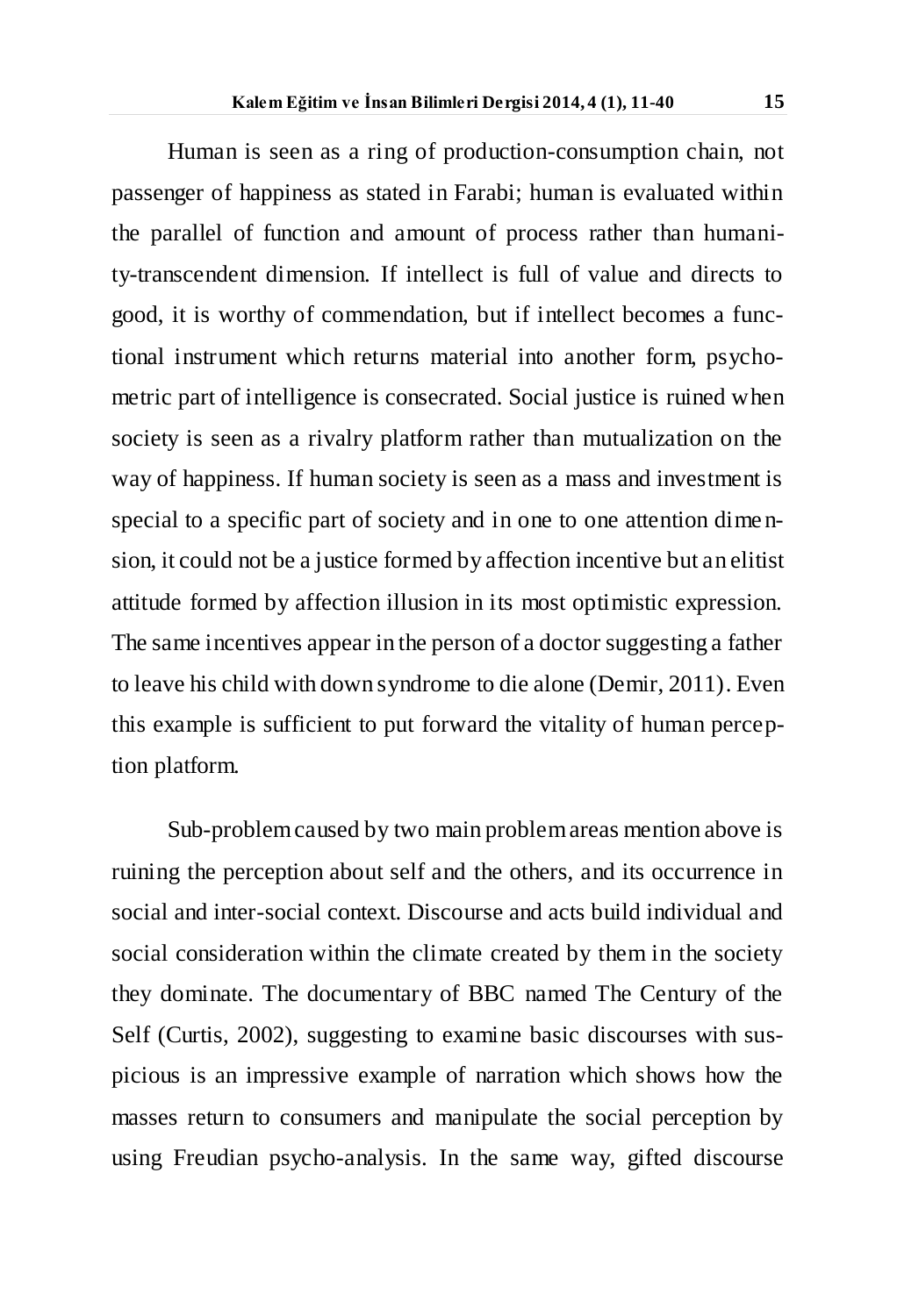Human is seen as a ring of production-consumption chain, not passenger of happiness as stated in Farabi; human is evaluated within the parallel of function and amount of process rather than humanity-transcendent dimension. If intellect is full of value and directs to good, it is worthy of commendation, but if intellect becomes a functional instrument which returns material into another form, psychometric part of intelligence is consecrated. Social justice is ruined when society is seen as a rivalry platform rather than mutualization on the way of happiness. If human society is seen as a mass and investment is special to a specific part of society and in one to one attention dimension, it could not be a justice formed by affection incentive but an elitist attitude formed by affection illusion in its most optimistic expression. The same incentives appear in the person of a doctor suggesting a father to leave his child with down syndrome to die alone (Demir, 2011). Even this example is sufficient to put forward the vitality of human perception platform.

Sub-problem caused by two main problem areas mention above is ruining the perception about self and the others, and its occurrence in social and inter-social context. Discourse and acts build individual and social consideration within the climate created by them in the society they dominate. The documentary of BBC named The Century of the Self (Curtis, 2002), suggesting to examine basic discourses with suspicious is an impressive example of narration which shows how the masses return to consumers and manipulate the social perception by using Freudian psycho-analysis. In the same way, gifted discourse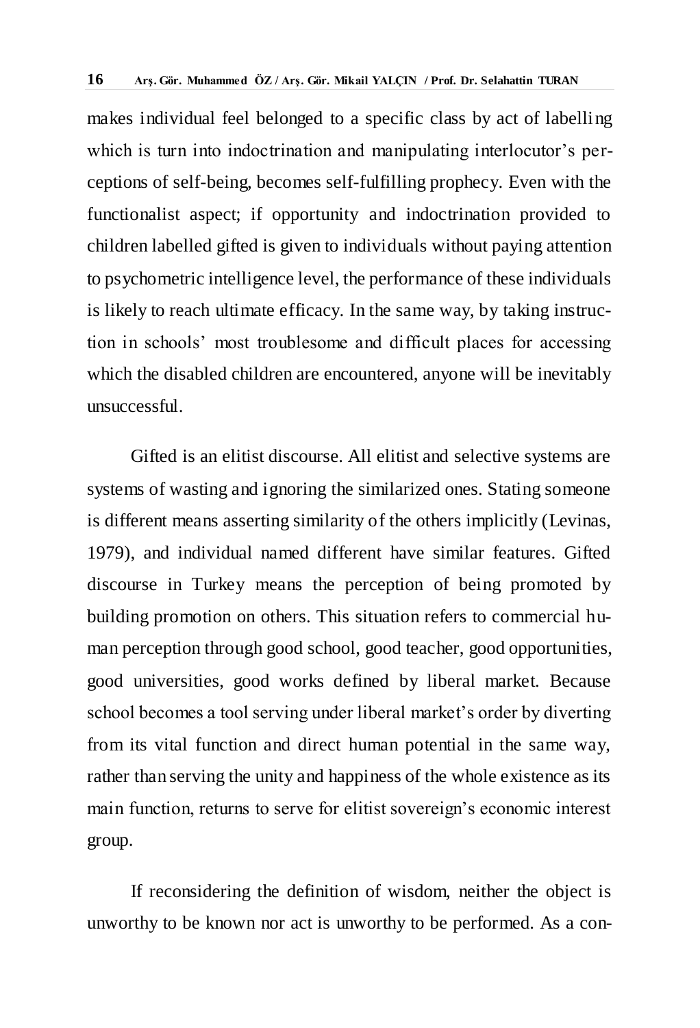makes individual feel belonged to a specific class by act of labelling which is turn into indoctrination and manipulating interlocutor's perceptions of self-being, becomes self-fulfilling prophecy. Even with the functionalist aspect; if opportunity and indoctrination provided to children labelled gifted is given to individuals without paying attention to psychometric intelligence level, the performance of these individuals is likely to reach ultimate efficacy. In the same way, by taking instruction in schools' most troublesome and difficult places for accessing which the disabled children are encountered, anyone will be inevitably unsuccessful.

Gifted is an elitist discourse. All elitist and selective systems are systems of wasting and ignoring the similarized ones. Stating someone is different means asserting similarity of the others implicitly (Levinas, 1979), and individual named different have similar features. Gifted discourse in Turkey means the perception of being promoted by building promotion on others. This situation refers to commercial human perception through good school, good teacher, good opportunities, good universities, good works defined by liberal market. Because school becomes a tool serving under liberal market's order by diverting from its vital function and direct human potential in the same way, rather than serving the unity and happiness of the whole existence as its main function, returns to serve for elitist sovereign's economic interest group.

If reconsidering the definition of wisdom, neither the object is unworthy to be known nor act is unworthy to be performed. As a con-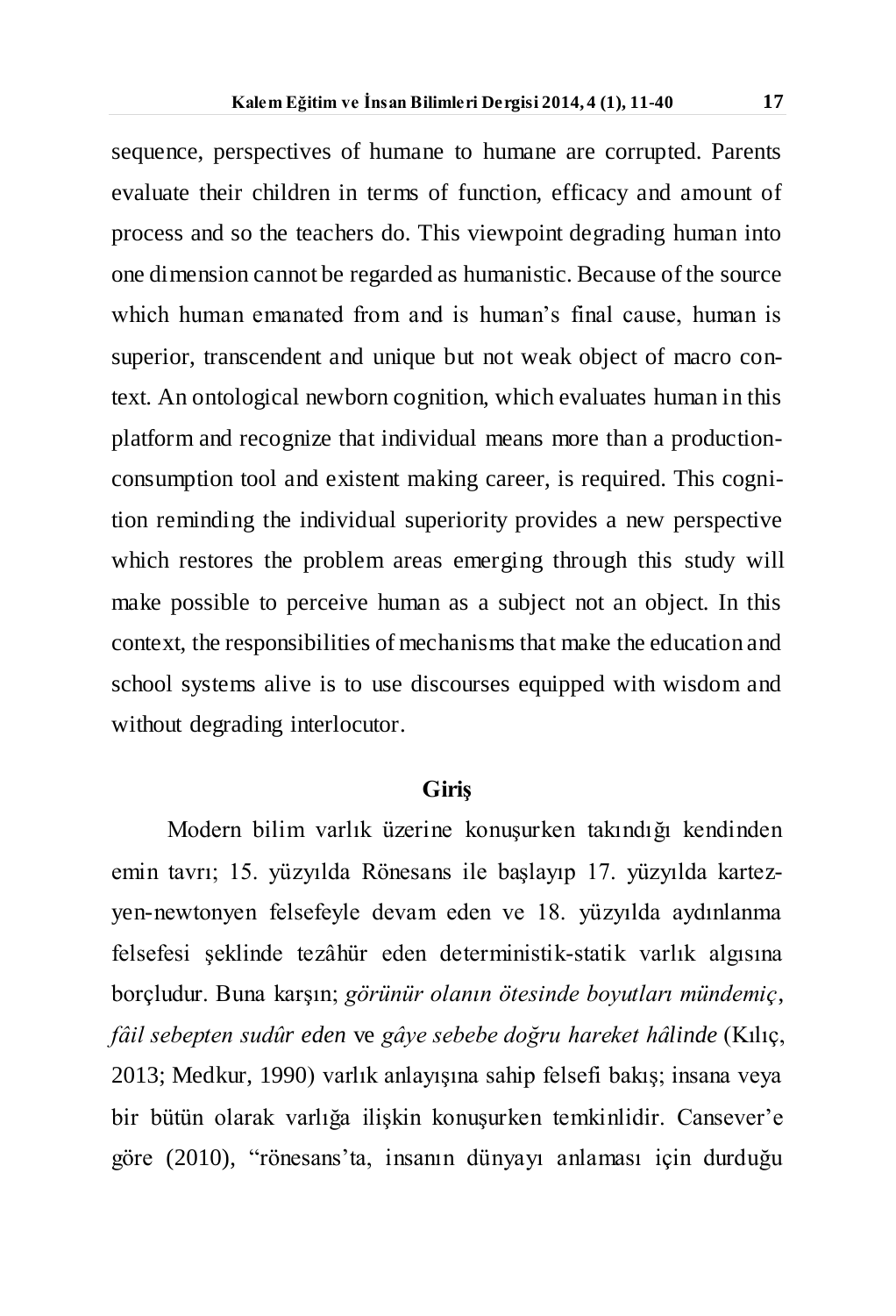sequence, perspectives of humane to humane are corrupted. Parents evaluate their children in terms of function, efficacy and amount of process and so the teachers do. This viewpoint degrading human into one dimension cannot be regarded as humanistic. Because of the source which human emanated from and is human's final cause, human is superior, transcendent and unique but not weak object of macro context. An ontological newborn cognition, which evaluates human in this platform and recognize that individual means more than a production-consumption tool and existent making career, is required. This cognition reminding the individual superiority provides a new perspective which restores the problem areas emerging through this study will make possible to perceive human as a subject not an object. In this context, the responsibilities of mechanisms that make the education and school systems alive is to use discourses equipped with wisdom and without degrading interlocutor.

## Giriş

Modern bilim varlık üzerine konuşurken takındığı kendinden emin tavrı; 15. yüzyılda Rönesans ile başlayıp 17. yüzyılda kartezyen-newtonyen felsefeyle devam eden ve 18. yüzyılda aydınlanma felsefesi şeklinde tezâhür eden deterministik-statik varlık algısına borçludur. Buna karşın; *görünür olanın ötesinde boyutları mündemiç*, *fâil sebepten sudûr eden* ve *gâye sebebe doğru hareket hâlinde* (Kılıç, 2013; Medkur, 1990) varlık anlayışına sahip felsefi bakış; insana veya bir bütün olarak varlığa ilişkin konuşurken temkinlidir. Cansever'e göre (2010), "rönesans'ta, insanın dünyayı anlaması için durduğu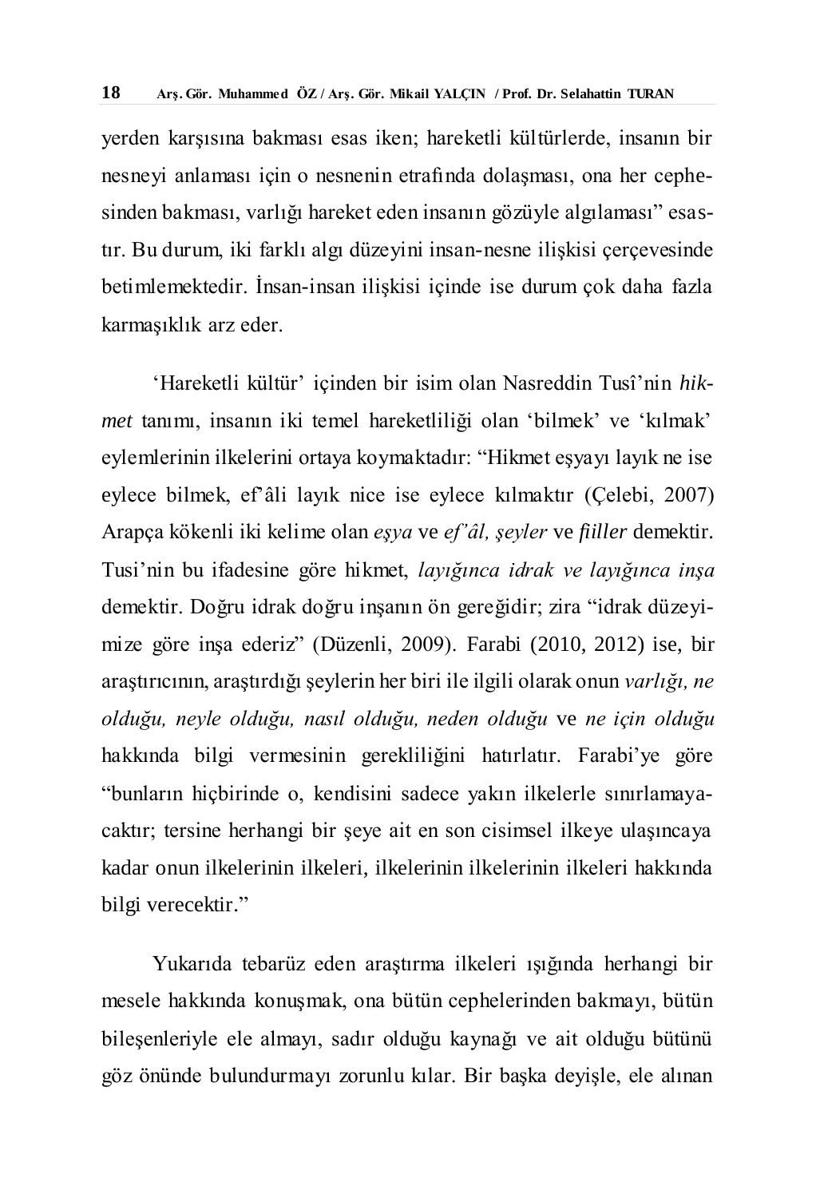yerden karşısına bakması esas iken; hareketli kültürlerde, insanın bir nesneyi anlaması için o nesnenin etrafında dolaşması, ona her cephesinden bakması, varlığı hareket eden insanın gözüyle algılaması" esastır. Bu durum, iki farklı algı düzeyini insan-nesne ilişkisi çerçevesinde betimlemektedir. İnsan-insan ilişkisi içinde ise durum çok daha fazla karmaşıklık arz eder.

'Hareketli kültür' içinden bir isim olan Nasreddin Tusî'nin *hikmet* tanımı, insanın iki temel hareketliliği olan 'bilmek' ve 'kılmak' eylemlerinin ilkelerini ortaya koymaktadır: "Hikmet eşyayı layık ne ise eylece bilmek, ef'âli layık nice ise eylece kılmaktır (Çelebi, 2007) Arapça kökenli iki kelime olan *eşya* ve *ef'âl, şeyler* ve *fiiller* demektir. Tusi'nin bu ifadesine göre hikmet, *layığınca idrak ve layığınca inşa* demektir. Doğru idrak doğru inşanın ön gereğidir; zira "idrak düzeyimize göre inşa ederiz" (Düzenli, 2009). Farabi (2010, 2012) ise, bir araştırıcının, araştırdığı şeylerin her biri ile ilgili olarak onun *varlığı, ne olduğu, neyle olduğu, nasıl olduğu, neden olduğu* ve *ne için olduğu* hakkında bilgi vermesinin gerekliliğini hatırlatır. Farabi'ye göre "bunların hiçbirinde o, kendisini sadece yakın ilkelerle sınırlamayacaktır; tersine herhangi bir şeye ait en son cisimsel ilkeye ulaşıncaya kadar onun ilkelerinin ilkeleri, ilkelerinin ilkelerinin ilkeleri hakkında bilgi verecektir."

Yukarıda tebarüz eden araştırma ilkeleri ışığında herhangi bir mesele hakkında konuşmak, ona bütün cephelerinden bakmayı, bütün bileşenleriyle ele almayı, sadır olduğu kaynağı ve ait olduğu bütünü göz önünde bulundurmayı zorunlu kılar. Bir başka deyişle, ele alınan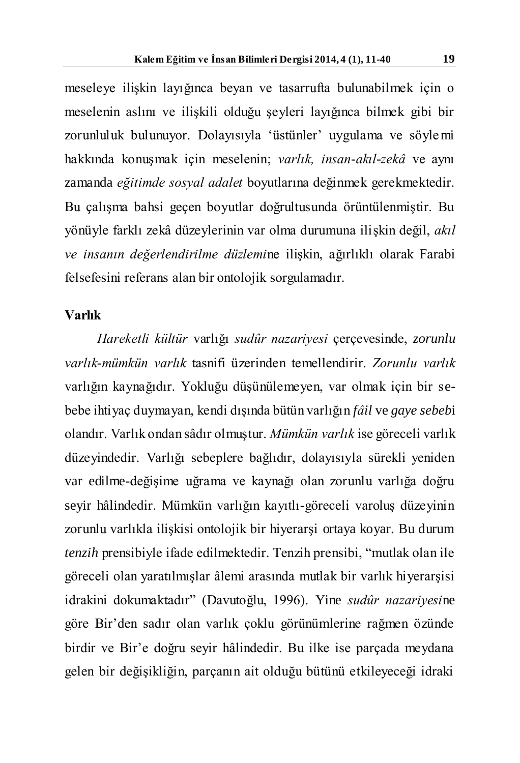meseleye ilişkin layığınca beyan ve tasarrufta bulunabilmek için o meselenin aslını ve ilişkili olduğu şeyleri layığınca bilmek gibi bir zorunluluk bulunuyor. Dolayısıyla 'üstünler' uygulama ve söylemi hakkında konuşmak için meselenin; *varlık, insan-akıl-zekâ* ve aynı zamanda *eğitimde sosyal adalet* boyutlarına değinmek gerekmektedir. Bu çalışma bahsi geçen boyutlar doğrultusunda örüntülenmiştir. Bu yönüyle farklı zekâ düzeylerinin var olma durumuna ilişkin değil, *akıl ve insanın değerlendirilme düzlemi*ne ilişkin, ağırlıklı olarak Farabi felsefesini referans alan bir ontolojik sorgulamadır.

## Varlık

*Hareketli kültür* varlığı *sudûr nazariyesi* çerçevesinde, *zorunlu varlık-mümkün varlık* tasnifi üzerinden temellendirir. *Zorunlu varlık* varlığın kaynağıdır. Yokluğu düşünülemeyen, var olmak için bir sebebe ihtiyaç duymayan, kendi dışında bütün varlığın *fâil* ve *gaye sebeb*i olandır. Varlık ondan sâdır olmuştur. *Mümkün varlık* ise göreceli varlık düzeyindedir. Varlığı sebeplere bağlıdır, dolayısıyla sürekli yeniden var edilme-değişime uğrama ve kaynağı olan zorunlu varlığa doğru seyir hâlindedir. Mümkün varlığın kayıtlı-göreceli varoluş düzeyinin zorunlu varlıkla ilişkisi ontolojik bir hiyerarşi ortaya koyar. Bu durum *tenzih* prensibiyle ifade edilmektedir. Tenzih prensibi, "mutlak olan ile göreceli olan yaratılmışlar âlemi arasında mutlak bir varlık hiyerarşisi idrakini dokumaktadır" (Davutoğlu, 1996). Yine *sudûr nazariyesi*ne göre Bir'den sadır olan varlık çoklu görünümlerine rağmen özünde birdir ve Bir'e doğru seyir hâlindedir. Bu ilke ise parçada meydana gelen bir değişikliğin, parçanın ait olduğu bütünü etkileyeceği idraki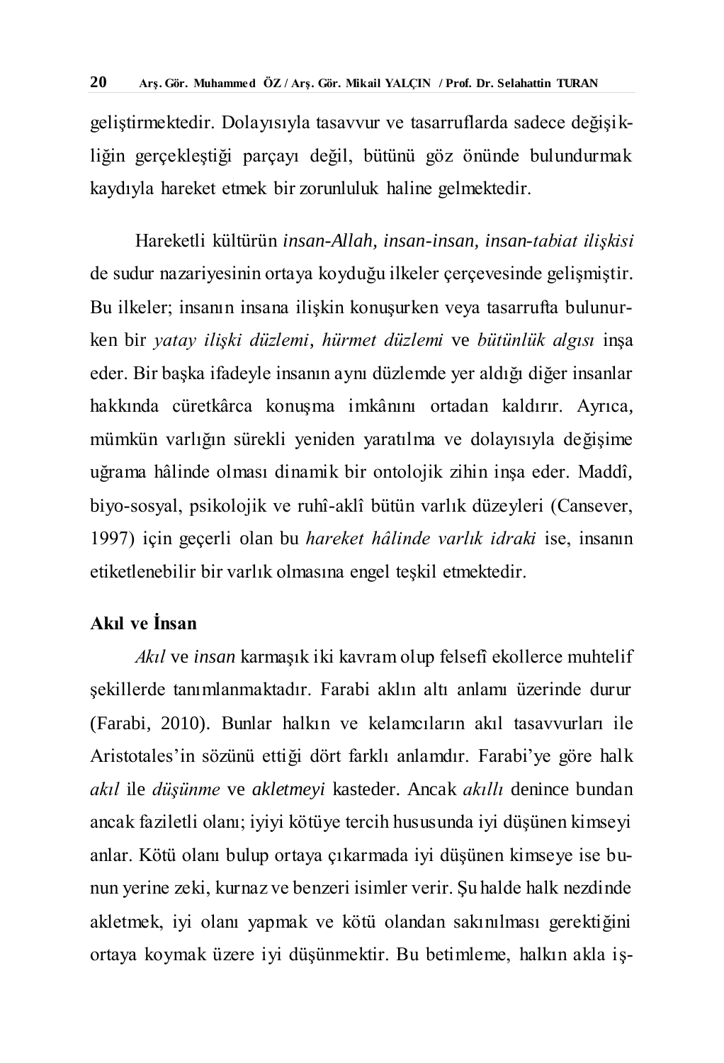geliştirmektedir. Dolayısıyla tasavvur ve tasarruflarda sadece değişikliğin gerçekleştiği parçayı değil, bütünü göz önünde bulundurmak kaydıyla hareket etmek bir zorunluluk haline gelmektedir.

Hareketli kültürün *insan-Allah, insan-insan, insan-tabiat ilişkisi* de sudur nazariyesinin ortaya koyduğu ilkeler çerçevesinde gelişmiştir. Bu ilkeler; insanın insana ilişkin konuşurken veya tasarrufta bulunurken bir *yatay ilişki düzlemi*, *hürmet düzlemi* ve *bütünlük algısı* inşa eder. Bir başka ifadeyle insanın aynı düzlemde yer aldığı diğer insanlar hakkında cüretkârca konuşma imkânını ortadan kaldırır. Ayrıca, mümkün varlığın sürekli yeniden yaratılma ve dolayısıyla değişime uğrama hâlinde olması dinamik bir ontolojik zihin inşa eder. Maddî, biyo-sosyal, psikolojik ve ruhî-aklî bütün varlık düzeyleri (Cansever, 1997) için geçerli olan bu *hareket hâlinde varlık idraki* ise, insanın etiketlenebilir bir varlık olmasına engel teşkil etmektedir.

## Akıl ve İnsan

*Akıl* ve *insan* karmaşık iki kavram olup felsefî ekollerce muhtelif şekillerde tanımlanmaktadır. Farabi aklın altı anlamı üzerinde durur (Farabi, 2010). Bunlar halkın ve kelamcıların akıl tasavvurları ile Aristotales'in sözünü ettiği dört farklı anlamdır. Farabi'ye göre halk *akıl* ile *düşünme* ve *akletmeyi* kasteder. Ancak *akıllı* denince bundan ancak faziletli olanı; iyiyi kötüye tercih hususunda iyi düşünen kimseyi anlar. Kötü olanı bulup ortaya çıkarmada iyi düşünen kimseye ise bunun yerine zeki, kurnaz ve benzeri isimler verir. Şu halde halk nezdinde akletmek, iyi olanı yapmak ve kötü olandan sakınılması gerektiğini ortaya koymak üzere iyi düşünmektir. Bu betimleme, halkın akla iş-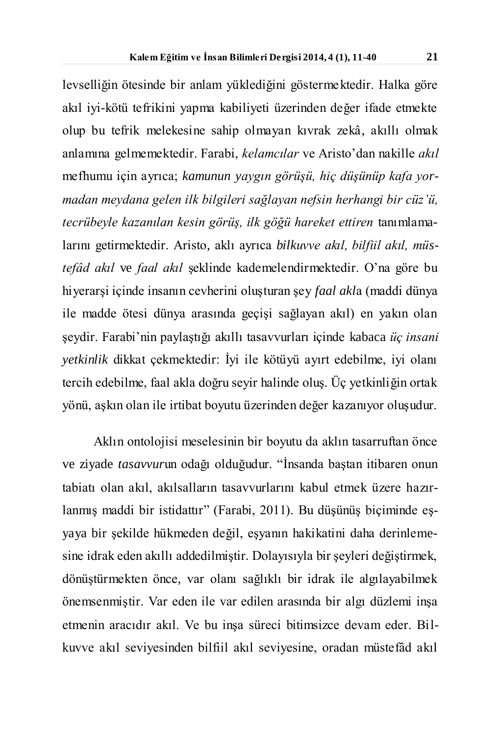levselliğin ötesinde bir anlam yüklediğini göstermektedir. Halka göre akıl iyi-kötü tefrikini yapma kabiliyeti üzerinden değer ifade etmekte olup bu tefrik melekesine sahip olmayan kıvrak zekâ, akıllı olmak anlamına gelmemektedir. Farabi, *kelamcılar* ve Aristo'dan nakille *akıl* mefhumu için ayrıca; *kamunun yaygın görüşü, hiç düşünüp kafa yormadan meydana gelen ilk bilgileri sağlayan nefsin herhangi bir cüz'ü, tecrübeyle kazanılan kesin görüş, ilk göğü hareket ettiren* tanımlamalarını getirmektedir. Aristo, aklı ayrıca *bilkuvve akıl, bilfiil akıl, müstefâd akıl* ve *faal akıl* şeklinde kademelendirmektedir. O'na göre bu hiyerarşi içinde insanın cevherini oluşturan şey *faal akl*a (maddi dünya ile madde ötesi dünya arasında geçişi sağlayan akıl) en yakın olan şeydir. Farabi'nin paylaştığı akıllı tasavvurları içinde kabaca *üç insani yetkinlik* dikkat çekmektedir: İyi ile kötüyü ayırt edebilme, iyi olanı tercih edebilme, faal akla doğru seyir halinde oluş. Üç yetkinliğin ortak yönü, aşkın olan ile irtibat boyutu üzerinden değer kazanıyor oluşudur.

Aklın ontolojisi meselesinin bir boyutu da aklın tasarruftan önce ve ziyade *tasavvur*un odağı olduğudur. "İnsanda baştan itibaren onun tabiatı olan akıl, akılsalların tasavvurlarını kabul etmek üzere hazırlanmış maddi bir istidattır" (Farabi, 2011). Bu düşünüş biçiminde eşyaya bir şekilde hükmeden değil, eşyanın hakikatini daha derinlemesine idrak eden akıllı addedilmiştir. Dolayısıyla bir şeyleri değiştirmek, dönüştürmekten önce, var olanı sağlıklı bir idrak ile algılayabilmek önemsenmiştir. Var eden ile var edilen arasında bir algı düzlemi inşa etmenin aracıdır akıl. Ve bu inşa süreci bitimsizce devam eder. Bilkuvve akıl seviyesinden bilfiil akıl seviyesine, oradan müstefâd akıl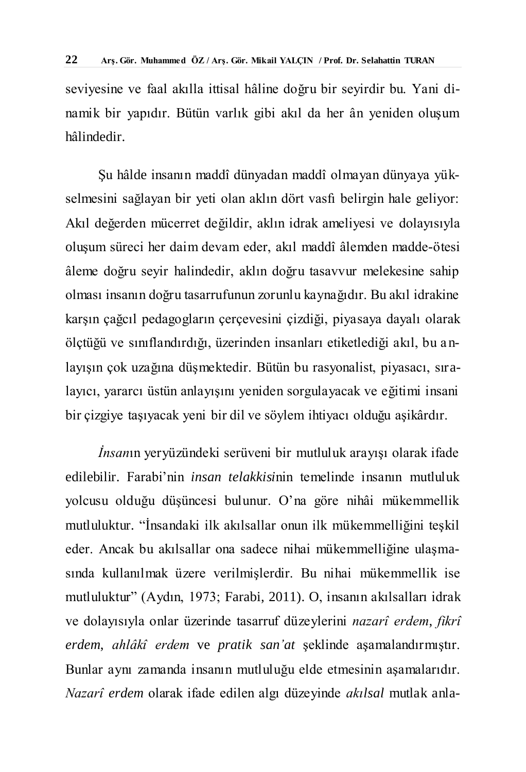seviyesine ve faal akılla ittisal hâline doğru bir seyirdir bu. Yani dinamik bir yapıdır. Bütün varlık gibi akıl da her ân yeniden oluşum hâlindedir.

Şu hâlde insanın maddî dünyadan maddî olmayan dünyaya yükselmesini sağlayan bir yeti olan aklın dört vasfı belirgin hale geliyor: Akıl değerden mücerret değildir, aklın idrak ameliyesi ve dolayısıyla oluşum süreci her daim devam eder, akıl maddî âlemden madde-ötesi âleme doğru seyir halindedir, aklın doğru tasavvur melekesine sahip olması insanın doğru tasarrufunun zorunlu kaynağıdır. Bu akıl idrakine karşın çağcıl pedagogların çerçevesini çizdiği, piyasaya dayalı olarak ölçtüğü ve sınıflandırdığı, üzerinden insanları etiketlediği akıl, bu anlayışın çok uzağına düşmektedir. Bütün bu rasyonalist, piyasacı, sıralayıcı, yararcı üstün anlayışını yeniden sorgulayacak ve eğitimi insani bir çizgiye taşıyacak yeni bir dil ve söylem ihtiyacı olduğu aşikârdır.

*İnsan*ın yeryüzündeki serüveni bir mutluluk arayışı olarak ifade edilebilir. Farabi'nin *insan telakkisi*nin temelinde insanın mutluluk yolcusu olduğu düşüncesi bulunur. O'na göre nihâi mükemmellik mutluluktur. "İnsandaki ilk akılsallar onun ilk mükemmelliğini teşkil eder. Ancak bu akılsallar ona sadece nihai mükemmelliğine ulaşmasında kullanılmak üzere verilmişlerdir. Bu nihai mükemmellik ise mutluluktur" (Aydın, 1973; Farabi, 2011). O, insanın akılsalları idrak ve dolayısıyla onlar üzerinde tasarruf düzeylerini *nazarî erdem*, *fikrî erdem, ahlâkî erdem* ve *pratik san'at* şeklinde aşamalandırmıştır. Bunlar aynı zamanda insanın mutluluğu elde etmesinin aşamalarıdır. *Nazarî erdem* olarak ifade edilen algı düzeyinde *akılsal* mutlak anla-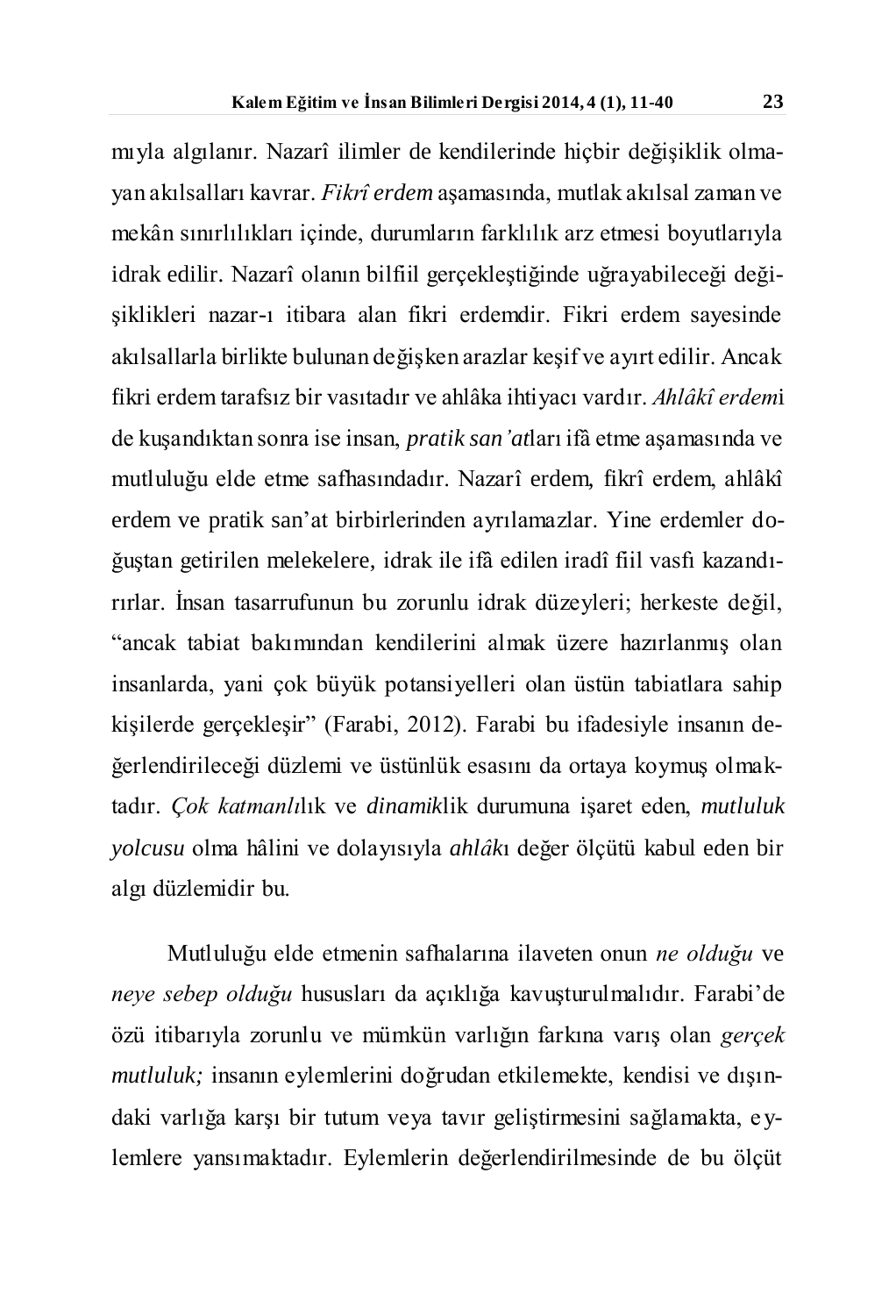mıyla algılanır. Nazarî ilimler de kendilerinde hiçbir değişiklik olmayan akılsalları kavrar. *Fikrî erdem* aşamasında, mutlak akılsal zaman ve mekân sınırlılıkları içinde, durumların farklılık arz etmesi boyutlarıyla idrak edilir. Nazarî olanın bilfiil gerçekleştiğinde uğrayabileceği değişiklikleri nazar-ı itibara alan fikri erdemdir. Fikri erdem sayesinde akılsallarla birlikte bulunan değişken arazlar keşif ve ayırt edilir. Ancak fikri erdem tarafsız bir vasıtadır ve ahlâka ihtiyacı vardır. *Ahlâkî erdem*i de kuşandıktan sonra ise insan, *pratik san'at*ları ifâ etme aşamasında ve mutluluğu elde etme safhasındadır. Nazarî erdem, fikrî erdem, ahlâkî erdem ve pratik san'at birbirlerinden ayrılamazlar. Yine erdemler doğuştan getirilen melekelere, idrak ile ifâ edilen iradî fiil vasfı kazandırırlar. İnsan tasarrufunun bu zorunlu idrak düzeyleri; herkeste değil, "ancak tabiat bakımından kendilerini almak üzere hazırlanmış olan insanlarda, yani çok büyük potansiyelleri olan üstün tabiatlara sahip kişilerde gerçekleşir" (Farabi, 2012). Farabi bu ifadesiyle insanın değerlendirileceği düzlemi ve üstünlük esasını da ortaya koymuş olmaktadır. *Çok katmanlı*lık ve *dinamik*lik durumuna işaret eden, *mutluluk yolcusu* olma hâlini ve dolayısıyla *ahlâk*ı değer ölçütü kabul eden bir algı düzlemidir bu.

Mutluluğu elde etmenin safhalarına ilaveten onun *ne olduğu* ve *neye sebep olduğu* hususları da açıklığa kavuşturulmalıdır. Farabi'de özü itibarıyla zorunlu ve mümkün varlığın farkına varış olan *gerçek mutluluk;* insanın eylemlerini doğrudan etkilemekte, kendisi ve dışındaki varlığa karşı bir tutum veya tavır geliştirmesini sağlamakta, eylemlere yansımaktadır. Eylemlerin değerlendirilmesinde de bu ölçüt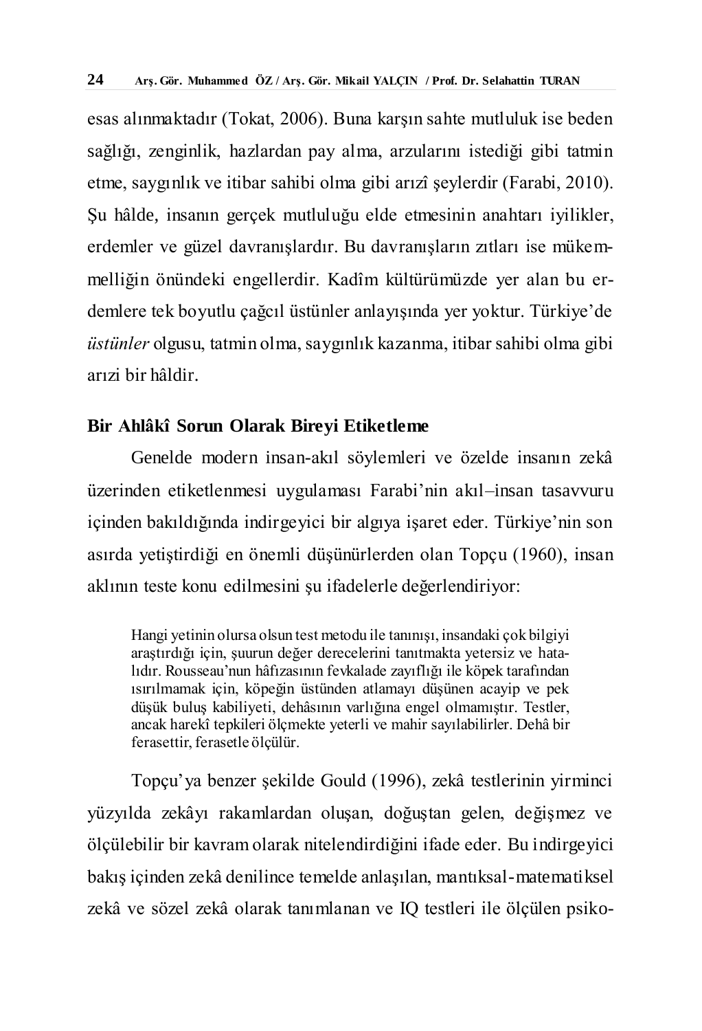esas alınmaktadır (Tokat, 2006). Buna karşın sahte mutluluk ise beden sağlığı, zenginlik, hazlardan pay alma, arzularını istediği gibi tatmin etme, saygınlık ve itibar sahibi olma gibi arızî şeylerdir (Farabi, 2010). Şu hâlde, insanın gerçek mutluluğu elde etmesinin anahtarı iyilikler, erdemler ve güzel davranışlardır. Bu davranışların zıtları ise mükemmelliğin önündeki engellerdir. Kadîm kültürümüzde yer alan bu erdemlere tek boyutlu çağcıl üstünler anlayışında yer yoktur. Türkiye'de *üstünler* olgusu, tatmin olma, saygınlık kazanma, itibar sahibi olma gibi arızi bir hâldir.

## Bir Ahlâkî Sorun Olarak Bireyi Etiketleme

Genelde modern insan-akıl söylemleri ve özelde insanın zekâ üzerinden etiketlenmesi uygulaması Farabi'nin akıl–insan tasavvuru içinden bakıldığında indirgeyici bir algıya işaret eder. Türkiye'nin son asırda yetiştirdiği en önemli düşünürlerden olan Topçu (1960), insan aklının teste konu edilmesini şu ifadelerle değerlendiriyor:

> Hangi yetinin olursa olsun test metodu ile tanınışı, insandaki çok bilgiyi araştırdığı için, şuurun değer derecelerini tanıtmakta yetersiz ve hatalıdır. Rousseau'nun hâfızasının fevkalade zayıflığı ile köpek tarafından ısırılmamak için, köpeğin üstünden atlamayı düşünen acayip ve pek düşük buluş kabiliyeti, dehâsının varlığına engel olmamıştır. Testler, ancak harekî tepkileri ölçmekte yeterli ve mahir sayılabilirler. Dehâ bir ferasettir, ferasetle ölçülür.

Topçu'ya benzer şekilde Gould (1996), zekâ testlerinin yirminci yüzyılda zekâyı rakamlardan oluşan, doğuştan gelen, değişmez ve ölçülebilir bir kavram olarak nitelendirdiğini ifade eder. Bu indirgeyici bakış içinden zekâ denilince temelde anlaşılan, mantıksal-matematiksel zekâ ve sözel zekâ olarak tanımlanan ve IQ testleri ile ölçülen psiko-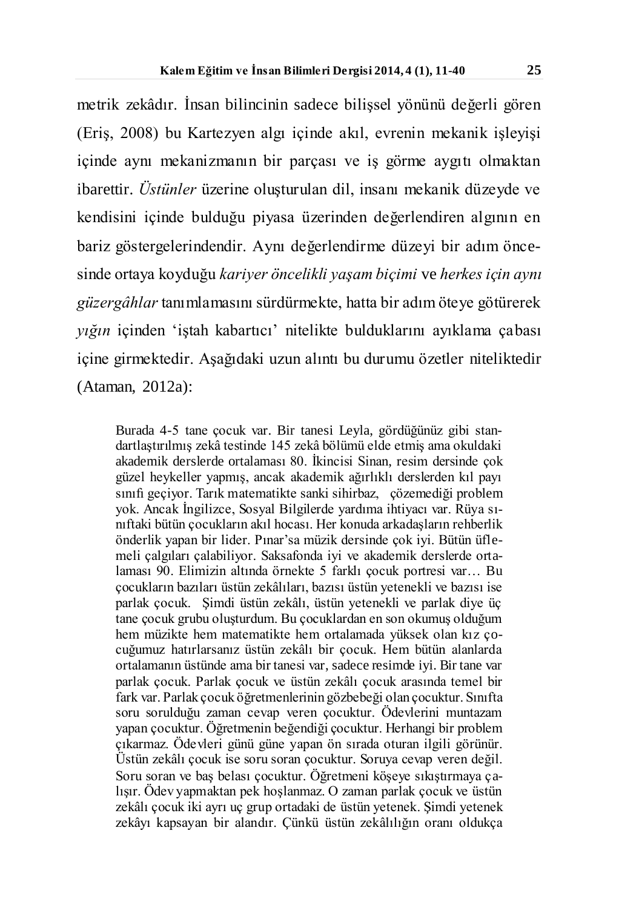metrik zekâdır. İnsan bilincinin sadece bilişsel yönünü değerli gören (Eriş, 2008) bu Kartezyen algı içinde akıl, evrenin mekanik işleyişi içinde aynı mekanizmanın bir parçası ve iş görme aygıtı olmaktan ibarettir. *Üstünler* üzerine oluşturulan dil, insanı mekanik düzeyde ve kendisini içinde bulduğu piyasa üzerinden değerlendiren algının en bariz göstergelerindendir. Aynı değerlendirme düzeyi bir adım öncesinde ortaya koyduğu *kariyer öncelikli yaşam biçimi* ve *herkes için aynı güzergâhlar* tanımlamasını sürdürmekte, hatta bir adım öteye götürerek *yığın* içinden 'iştah kabartıcı' nitelikte bulduklarını ayıklama çabası içine girmektedir. Aşağıdaki uzun alıntı bu durumu özetler niteliktedir (Ataman, 2012a):

> Burada 4-5 tane çocuk var. Bir tanesi Leyla, gördüğünüz gibi standartlaştırılmış zekâ testinde 145 zekâ bölümü elde etmiş ama okuldaki akademik derslerde ortalaması 80. İkincisi Sinan, resim dersinde çok güzel heykeller yapmış, ancak akademik ağırlıklı derslerden kıl payı sınıfı geçiyor. Tarık matematikte sanki sihirbaz, çözemediği problem yok. Ancak İngilizce, Sosyal Bilgilerde yardıma ihtiyacı var. Rüya sınıftaki bütün çocukların akıl hocası. Her konuda arkadaşların rehberlik önderlik yapan bir lider. Pınar'sa müzik dersinde çok iyi. Bütün üflemeli çalgıları çalabiliyor. Saksafonda iyi ve akademik derslerde ortalaması 90. Elimizin altında örnekte 5 farklı çocuk portresi var… Bu çocukların bazıları üstün zekâlıları, bazısı üstün yetenekli ve bazısı ise parlak çocuk. Şimdi üstün zekâlı, üstün yetenekli ve parlak diye üç tane çocuk grubu oluşturdum. Bu çocuklardan en son okumuş olduğum hem müzikte hem matematikte hem ortalamada yüksek olan kız çocuğumuz hatırlarsanız üstün zekâlı bir çocuk. Hem bütün alanlarda ortalamanın üstünde ama bir tanesi var, sadece resimde iyi. Bir tane var parlak çocuk. Parlak çocuk ve üstün zekâlı çocuk arasında temel bir fark var. Parlak çocuk öğretmenlerinin gözbebeği olan çocuktur. Sınıfta soru sorulduğu zaman cevap veren çocuktur. Ödevlerini muntazam yapan çocuktur. Öğretmenin beğendiği çocuktur. Herhangi bir problem çıkarmaz. Ödevleri günü gününe yapan ön sırada oturan ilgili görünür. Üstün zekâlı çocuk ise soru soran çocuktur. Soruya cevap veren değil. Soru soran ve baş belası çocuktur. Öğretmeni köşeye sıkıştırmaya çalışır. Ödev yapmaktan pek hoşlanmaz. O zaman parlak çocuk ve üstün zekâlı çocuk iki ayrı uç grup ortadaki de üstün yetenek. Şimdi yetenek zekâyı kapsayan bir alandır. Çünkü üstün zekâlılığın oranı oldukça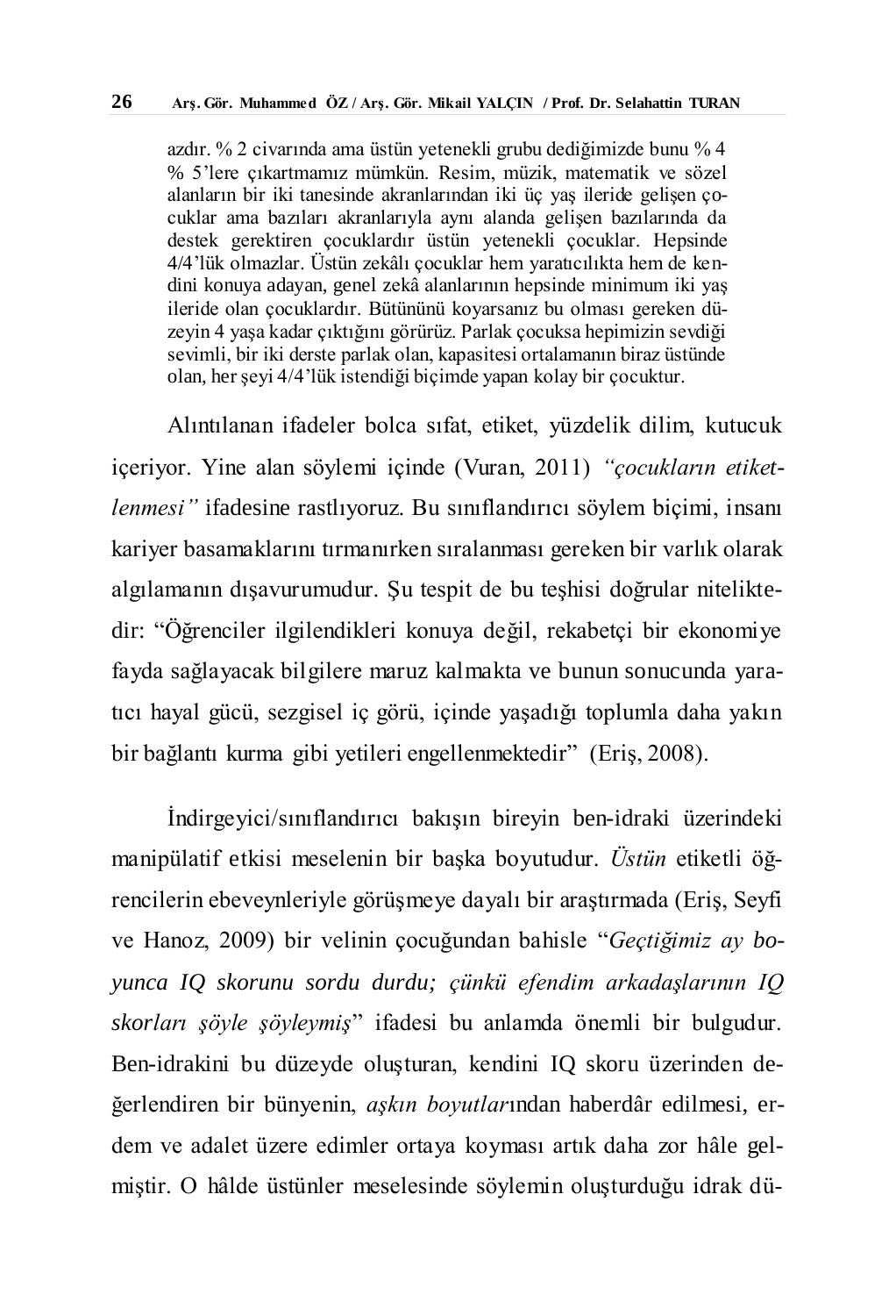> azdır. % 2 civarında ama üstün yetenekli grubu dediğimizde bunu % 4 % 5'lere çıkartmamız mümkün. Resim, müzik, matematik ve sözel alanların bir iki tanesinde akranlarından iki üç yaş ileride gelişen çocuklar ama bazıları akranlarıyla aynı alanda gelişen bazılarında da destek gerektiren çocuklardır üstün yetenekli çocuklar. Hepsinde 4/4'lük olmazlar. Üstün zekâlı çocuklar hem yaratıcılıkta hem de kendini konuya adayan, genel zekâ alanlarının hepsinde minimum iki yaş ileride olan çocuklardır. Bütününü koyarsanız bu olması gereken düzeyin 4 yaşa kadar çıktığını görürüz. Parlak çocuksa hepimizin sevdiği sevimli, bir iki derste parlak olan, kapasitesi ortalamanın biraz üstünde olan, her şeyi 4/4'lük istendiği biçimde yapan kolay bir çocuktur.

Alıntılanan ifadeler bolca sıfat, etiket, yüzdelik dilim, kutucuk içeriyor. Yine alan söylemi içinde (Vuran, 2011) *"çocukların etiketlenmesi"* ifadesine rastlıyoruz. Bu sınıflandırıcı söylem biçimi, insanı kariyer basamaklarını tırmanırken sıralanması gereken bir varlık olarak algılamanın dışavurumudur. Şu tespit de bu teşhisi doğrular niteliktedir: "Öğrenciler ilgilendikleri konuya değil, rekabetçi bir ekonomiye fayda sağlayacak bilgilere maruz kalmakta ve bunun sonucunda yaratıcı hayal gücü, sezgisel iç görü, içinde yaşadığı toplumla daha yakın bir bağlantı kurma gibi yetileri engellenmektedir" (Eriş, 2008).

İndirgeyici/sınıflandırıcı bakışın bireyin ben-idraki üzerindeki manipülatif etkisi meselenin bir başka boyutudur. *Üstün* etiketli öğrencilerin ebeveynleriyle görüşmeye dayalı bir araştırmada (Eriş, Seyfi ve Hanoz, 2009) bir velinin çocuğundan bahisle "*Geçtiğimiz ay boyunca IQ skorunu sordu durdu; çünkü efendim arkadaşlarının IQ skorları şöyle şöyleymiş*" ifadesi bu anlamda önemli bir bulgudur. Ben-idrakini bu düzeyde oluşturan, kendini IQ skoru üzerinden değerlendiren bir bünyenin, *aşkın boyutlar*ından haberdâr edilmesi, erdem ve adalet üzere edimler ortaya koyması artık daha zor hâle gelmiştir. O hâlde üstünler meselesinde söylemin oluşturduğu idrak dü-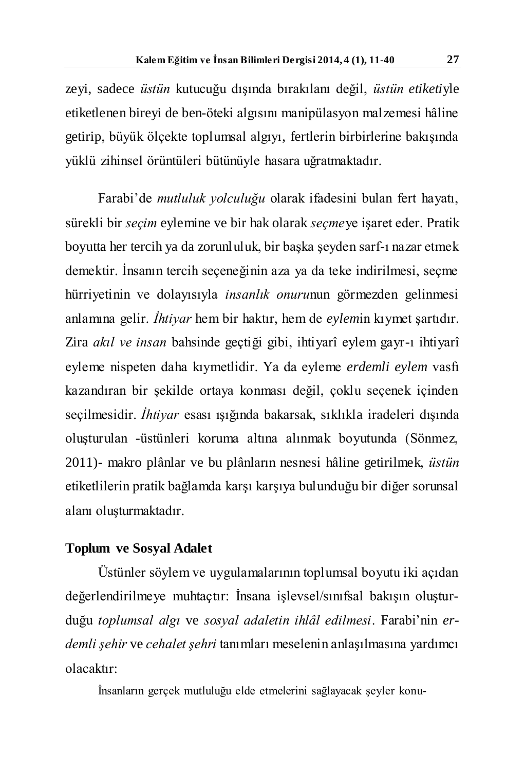zeyi, sadece *üstün* kutucuğu dışında bırakılanı değil, *üstün etiketi*yle etiketlenen bireyi de ben-öteki algısını manipülasyon malzemesi hâline getirip, büyük ölçekte toplumsal algıyı, fertlerin birbirlerine bakışında yüklü zihinsel örüntüleri bütünüyle hasara uğratmaktadır.

Farabi'de *mutluluk yolculuğu* olarak ifadesini bulan fert hayatı, sürekli bir *seçim* eylemine ve bir hak olarak *seçme*ye işaret eder. Pratik boyutta her tercih ya da zorunluluk, bir başka şeyden sarf-ı nazar etmek demektir. İnsanın tercih seçeneğinin aza ya da teke indirilmesi, seçme hürriyetinin ve dolayısıyla *insanlık onuru*nun görmezden gelinmesi anlamına gelir. *İhtiyar* hem bir haktır, hem de *eylem*in kıymet şartıdır. Zira *akıl ve insan* bahsinde geçtiği gibi, ihtiyarî eylem gayr-ı ihtiyarî eyleme nispeten daha kıymetlidir. Ya da eyleme *erdemli eylem* vasfı kazandıran bir şekilde ortaya konması değil, çoklu seçenek içinden seçilmesidir. *İhtiyar* esası ışığında bakarsak, sıklıkla iradeleri dışında oluşturulan -üstünleri koruma altına alınmak boyutunda (Sönmez, 2011)- makro plânlar ve bu plânların nesnesi hâline getirilmek, *üstün* etiketlilerin pratik bağlamda karşı karşıya bulunduğu bir diğer sorunsal alanı oluşturmaktadır.

## Toplum ve Sosyal Adalet

Üstünler söylem ve uygulamalarının toplumsal boyutu iki açıdan değerlendirilmeye muhtaçtır: İnsana işlevsel/sınıfsal bakışın oluşturduğu *toplumsal algı* ve *sosyal adaletin ihlâl edilmesi*. Farabi'nin *erdemli şehir* ve *cehalet şehri* tanımları meselenin anlaşılmasına yardımcı olacaktır:

İnsanların gerçek mutluluğu elde etmelerini sağlayacak şeyler konu-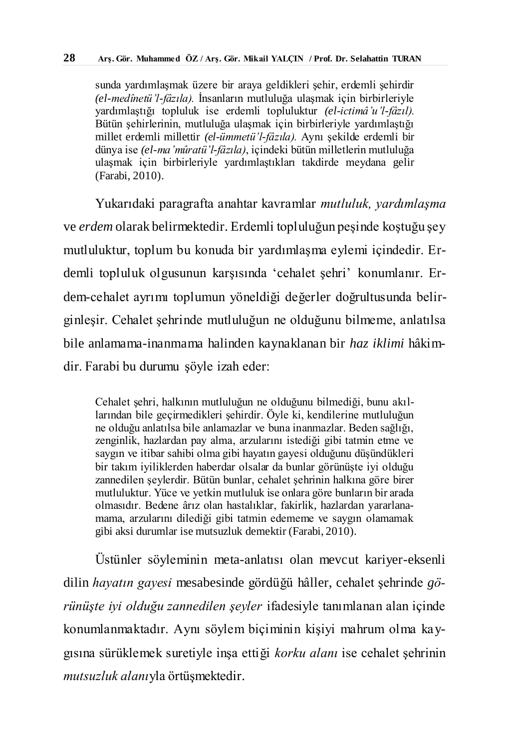> sunda yardımlaşmak üzere bir araya geldikleri şehir, erdemli şehirdir *(el-medînetü'l-fâzıla).* İnsanların mutluluğa ulaşmak için birbirleriyle yardımlaştığı topluluk ise erdemli topluluktur *(el-ictimâ'u'l-fâzıl).* Bütün şehirlerinin, mutluluğa ulaşmak için birbirleriyle yardımlaştığı millet erdemli millettir *(el-ümmetü'l-fâzıla).* Aynı şekilde erdemli bir dünya ise *(el-ma'mûratü'l-fâzıla)*, içindeki bütün milletlerin mutluluğa ulaşmak için birbirleriyle yardımlaştıkları takdirde meydana gelir (Farabi, 2010).

Yukarıdaki paragrafta anahtar kavramlar *mutluluk, yardımlaşma* ve *erdem* olarak belirmektedir. Erdemli topluluğun peşinde koştuğu şey mutluluktur, toplum bu konuda bir yardımlaşma eylemi içindedir. Erdemli topluluk olgusunun karşısında 'cehalet şehri' konumlanır. Erdem-cehalet ayrımı toplumun yöneldiği değerler doğrultusunda belirginleşir. Cehalet şehrinde mutluluğun ne olduğunu bilmeme, anlatılsa bile anlamama-inanmama halinden kaynaklanan bir *haz iklimi* hâkimdir. Farabi bu durumu şöyle izah eder:

> Cehalet şehri, halkının mutluluğun ne olduğunu bilmediği, bunu akıllarından bile geçirmedikleri şehirdir. Öyle ki, kendilerine mutluluğun ne olduğu anlatılsa bile anlamazlar ve buna inanmazlar. Beden sağlığı, zenginlik, hazlardan pay alma, arzularını istediği gibi tatmin etme ve saygın ve itibar sahibi olma gibi hayatın gayesi olduğunu düşündükleri bir takım iyiliklerden haberdar olsalar da bunlar görünüşte iyi olduğu zannedilen şeylerdir. Bütün bunlar, cehalet şehrinin halkına göre birer mutluluktur. Yüce ve yetkin mutluluk ise onlara göre bunların bir arada olmasıdır. Bedene ârız olan hastalıklar, fakirlik, hazlardan yararlanamama, arzularını dilediği gibi tatmin edememe ve saygın olamamak gibi aksi durumlar ise mutsuzluk demektir (Farabi, 2010).

Üstünler söyleminin meta-anlatısı olan mevcut kariyer-eksenli dilin *hayatın gayesi* mesabesinde gördüğü hâller, cehalet şehrinde *görünüşte iyi olduğu zannedilen şeyler* ifadesiyle tanımlanan alan içinde konumlanmaktadır. Aynı söylem biçiminin kişiyi mahrum olma kaygısına sürüklemek suretiyle inşa ettiği *korku alanı* ise cehalet şehrinin *mutsuzluk alanı*yla örtüşmektedir.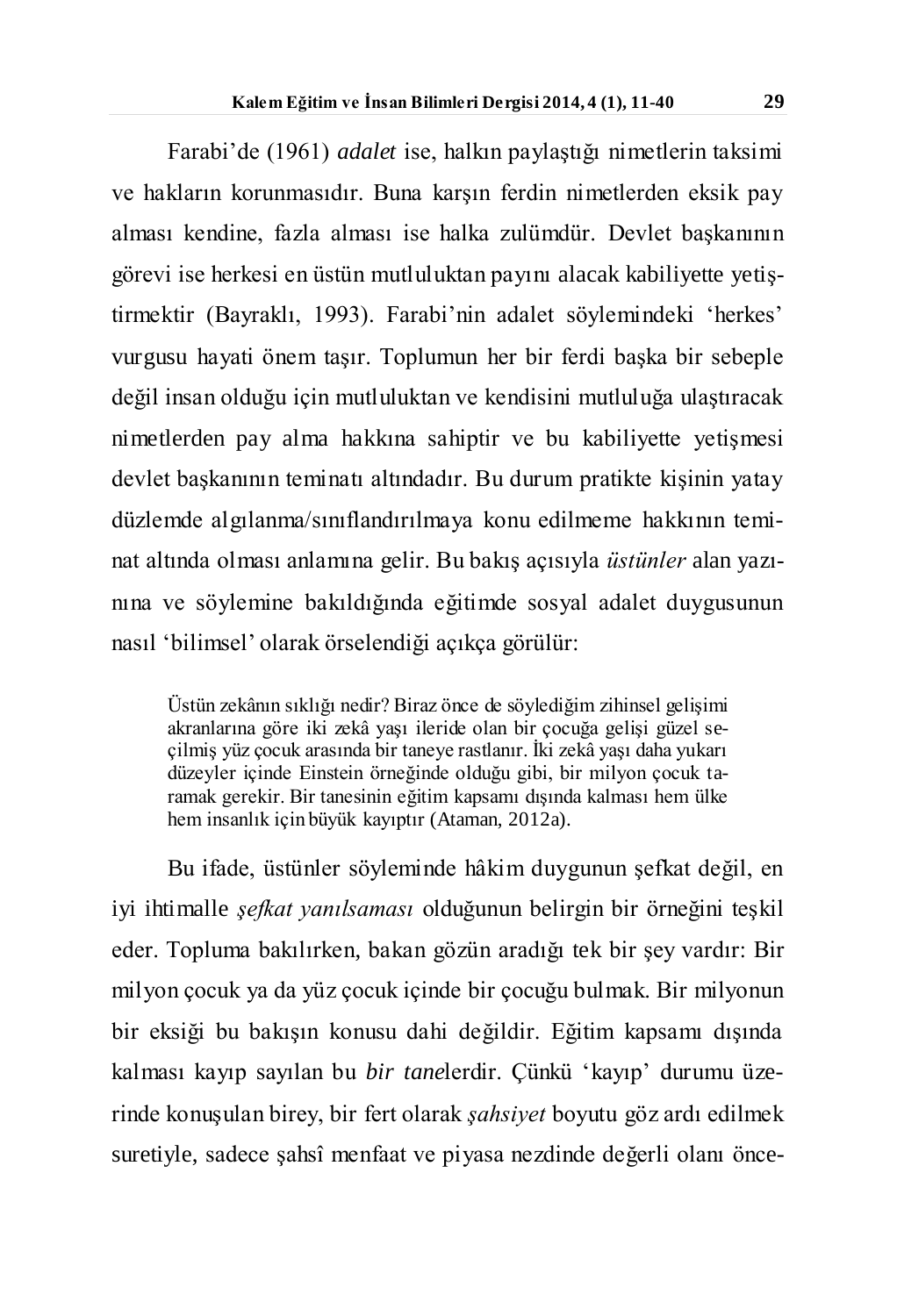Farabi'de (1961) *adalet* ise, halkın paylaştığı nimetlerin taksimi ve hakların korunmasıdır. Buna karşın ferdin nimetlerden eksik pay alması kendine, fazla alması ise halka zulümdür. Devlet başkanının görevi ise herkesi en üstün mutluluktan payını alacak kabiliyette yetiştirmektir (Bayraklı, 1993). Farabi'nin adalet söylemindeki 'herkes' vurgusu hayati önem taşır. Toplumun her bir ferdi başka bir sebeple değil insan olduğu için mutluluktan ve kendisini mutluluğa ulaştıracak nimetlerden pay alma hakkına sahiptir ve bu kabiliyette yetişmesi devlet başkanının teminatı altındadır. Bu durum pratikte kişinin yatay düzlemde algılanma/sınıflandırılmaya konu edilmeme hakkının teminat altında olması anlamına gelir. Bu bakış açısıyla *üstünler* alan yazınına ve söylemine bakıldığında eğitimde sosyal adalet duygusunun nasıl 'bilimsel' olarak örselendiği açıkça görülür:

> Üstün zekânın sıklığı nedir? Biraz önce de söylediğim zihinsel gelişimi akranlarına göre iki zekâ yaşı ileride olan bir çocuğa gelişi güzel seçilmiş yüz çocuk arasında bir taneye rastlanır. İki zekâ yaşı daha yukarı düzeyler içinde Einstein örneğinde olduğu gibi, bir milyon çocuk taramak gerekir. Bir tanesinin eğitim kapsamı dışında kalması hem ülke hem insanlık için büyük kayıptır (Ataman, 2012a).

Bu ifade, üstünler söyleminde hâkim duygunun şefkat değil, en iyi ihtimalle *şefkat yanılsaması* olduğunun belirgin bir örneğini teşkil eder. Topluma bakılırken, bakan gözün aradığı tek bir şey vardır: Bir milyon çocuk ya da yüz çocuk içinde bir çocuğu bulmak. Bir milyonun bir eksiği bu bakışın konusu dahi değildir. Eğitim kapsamı dışında kalması kayıp sayılan bu *bir tane*lerdir. Çünkü 'kayıp' durumu üzerinde konuşulan birey, bir fert olarak *şahsiyet* boyutu göz ardı edilmek suretiyle, sadece şahsî menfaat ve piyasa nezdinde değerli olanı önce-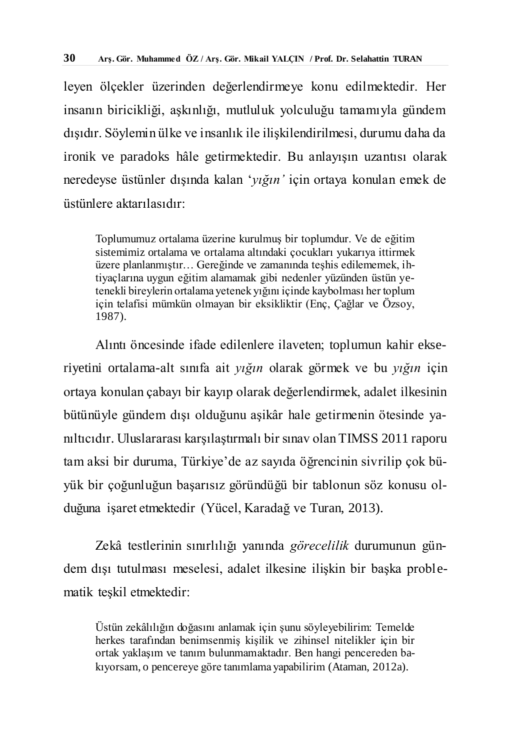leyen ölçekler üzerinden değerlendirmeye konu edilmektedir. Her insanın biricikliği, aşkınlığı, mutluluk yolculuğu tamamıyla gündem dışıdır. Söylemin ülke ve insanlık ile ilişkilendirilmesi, durumu daha da ironik ve paradoks hâle getirmektedir. Bu anlayışın uzantısı olarak neredeyse üstünler dışında kalan '*yığın*' için ortaya konulan emek de üstünlere aktarılasıdır:

> Toplumumuz ortalama üzerine kurulmuş bir toplumdur. Ve de eğitim sistemimiz ortalama ve ortalama altındaki çocukları yukarıya ittirmek üzere planlanmıştır… Gereğinde ve zamanında teşhis edilememek, ihtiyaçlarına uygun eğitim alamamak gibi nedenler yüzünden üstün yetenekli bireylerin ortalama yetenek yığını içinde kaybolması her toplum için telafisi mümkün olmayan bir eksikliktir (Enç, Çağlar ve Özsoy, 1987).

Alıntı öncesinde ifade edilenlere ilaveten; toplumun kahir ekseriyetini ortalama-alt sınıfa ait *yığın* olarak görmek ve bu *yığın* için ortaya konulan çabayı bir kayıp olarak değerlendirmek, adalet ilkesinin bütünüyle gündem dışı olduğunu aşikâr hale getirmenin ötesinde yanıltıcıdır. Uluslararası karşılaştırmalı bir sınav olan TIMSS 2011 raporu tam aksi bir duruma, Türkiye'de az sayıda öğrencinin sivrilip çok büyük bir çoğunluğun başarısız göründüğü bir tablonun söz konusu olduğuna işaret etmektedir (Yücel, Karadağ ve Turan, 2013).

Zekâ testlerinin sınırlılığı yanında *görecelilik* durumunun gündem dışı tutulması meselesi, adalet ilkesine ilişkin bir başka problematik teşkil etmektedir:

> Üstün zekâlılığın doğasını anlamak için şunu söyleyebilirim: Temelde herkes tarafından benimsenmiş kişilik ve zihinsel nitelikler için bir ortak yaklaşım ve tanım bulunmamaktadır. Ben hangi pencereden bakıyorsam, o pencereye göre tanımlama yapabilirim (Ataman, 2012a).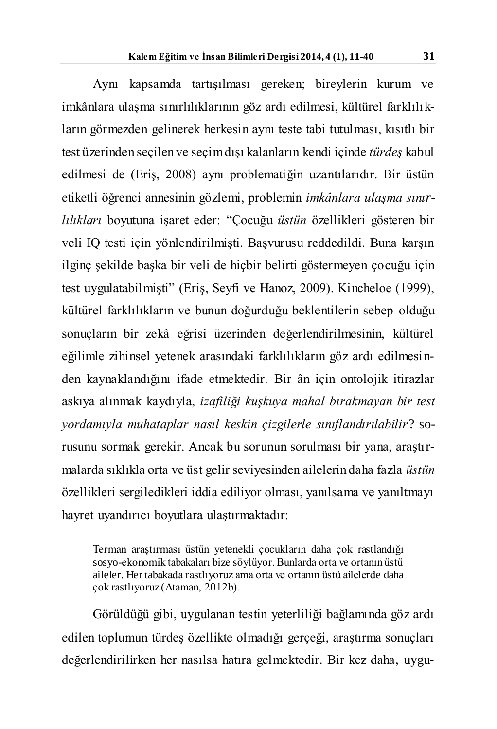Aynı kapsamda tartışılması gereken; bireylerin kurum ve imkânlara ulaşma sınırlılıklarının göz ardı edilmesi, kültürel farklılıkların görmezden gelinerek herkesin aynı teste tabi tutulması, kısıtlı bir test üzerinden seçilen ve seçim dışı kalanların kendi içinde *türdeş* kabul edilmesi de (Eriş, 2008) aynı problematiğin uzantılarıdır. Bir üstün etiketli öğrenci annesinin gözlemi, problemin *imkânlara ulaşma sınırlılıkları* boyutuna işaret eder: "Çocuğu *üstün* özellikleri gösteren bir veli IQ testi için yönlendirilmişti. Başvurusu reddedildi. Buna karşın ilginç şekilde başka bir veli de hiçbir belirti göstermeyen çocuğu için test uygulatabilmişti" (Eriş, Seyfi ve Hanoz, 2009). Kincheloe (1999), kültürel farklılıkların ve bunun doğurduğu beklentilerin sebep olduğu sonuçların bir zekâ eğrisi üzerinden değerlendirilmesinin, kültürel eğilimle zihinsel yetenek arasındaki farklılıkların göz ardı edilmesinden kaynaklandığını ifade etmektedir. Bir ân için ontolojik itirazlar askıya alınmak kaydıyla, *izafiliği kuşkuya mahal bırakmayan bir test yordamıyla muhataplar nasıl keskin çizgilerle sınıflandırılabilir*? sorusunu sormak gerekir. Ancak bu sorunun sorulması bir yana, araştırmalarda sıklıkla orta ve üst gelir seviyesinden ailelerin daha fazla *üstün* özellikleri sergiledikleri iddia ediliyor olması, yanılsama ve yanıltmayı hayret uyandırıcı boyutlara ulaştırmaktadır:

> Terman araştırması üstün yetenekli çocukların daha çok rastlandığı sosyo-ekonomik tabakaları bize söylüyor. Bunlarda orta ve ortanın üstü aileler. Her tabakada rastlıyoruz ama orta ve ortanın üstü ailelerde daha çok rastlıyoruz (Ataman, 2012b).

Görüldüğü gibi, uygulanan testin yeterliliği bağlamında göz ardı edilen toplumun türdeş özellikte olmadığı gerçeği, araştırma sonuçları değerlendirilirken her nasılsa hatıra gelmektedir. Bir kez daha, uygu-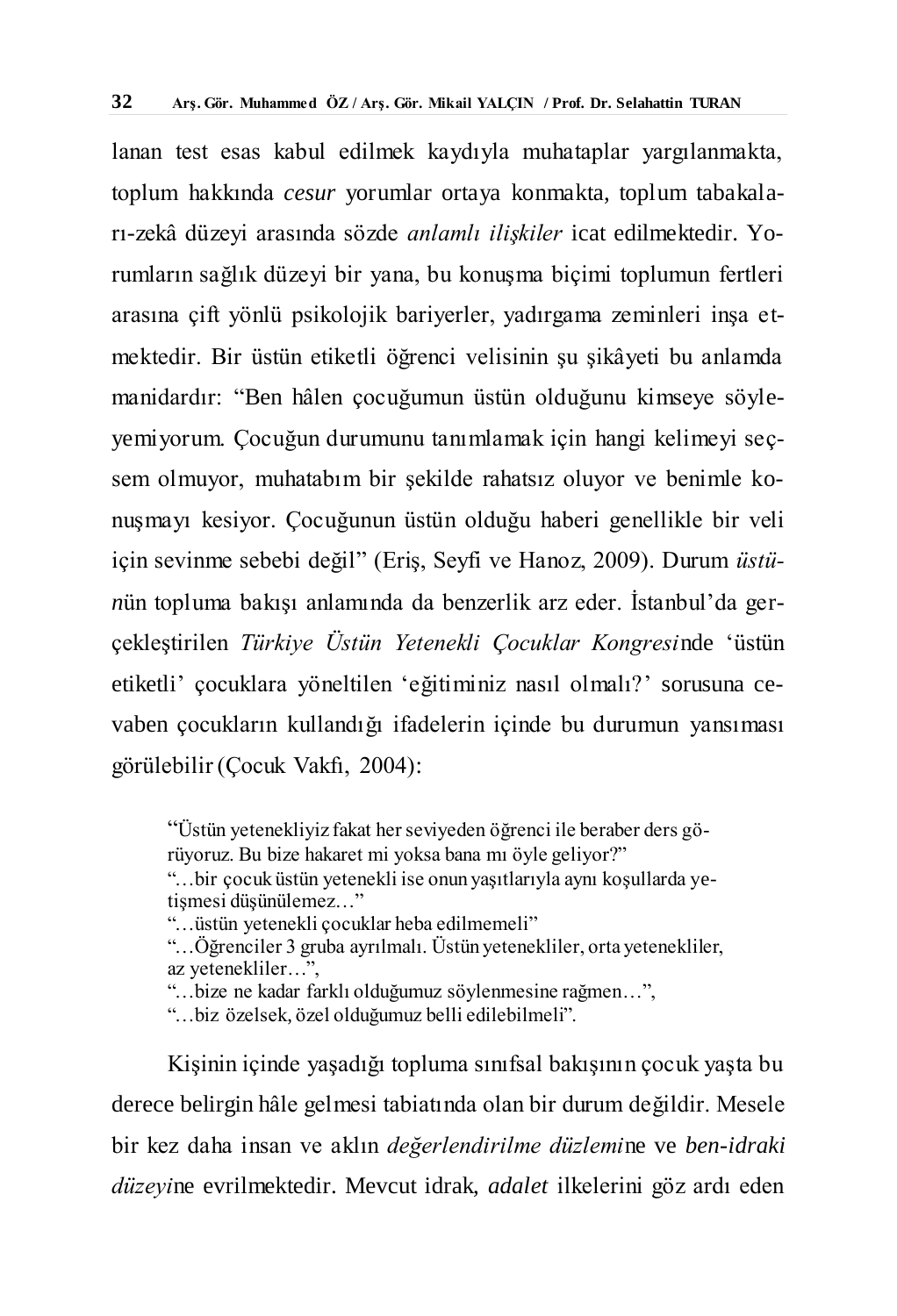lanan test esas kabul edilmek kaydıyla muhataplar yargılanmakta, toplum hakkında *cesur* yorumlar ortaya konmakta, toplum tabakaları-zekâ düzeyi arasında sözde *anlamlı ilişkiler* icat edilmektedir. Yorumların sağlık düzeyi bir yana, bu konuşma biçimi toplumun fertleri arasına çift yönlü psikolojik bariyerler, yadırgama zeminleri inşa etmektedir. Bir üstün etiketli öğrenci velisinin şu şikâyeti bu anlamda manidardır: "Ben hâlen çocuğumun üstün olduğunu kimseye söyleyemiyorum. Çocuğun durumunu tanımlamak için hangi kelimeyi seçsem olmuyor, muhatabım bir şekilde rahatsız oluyor ve benimle konuşmayı kesiyor. Çocuğunun üstün olduğu haberi genellikle bir veli için sevinme sebebi değil" (Eriş, Seyfi ve Hanoz, 2009). Durum *üstün*ün topluma bakışı anlamında da benzerlik arz eder. İstanbul'da gerçekleştirilen *Türkiye Üstün Yetenekli Çocuklar Kongresi*nde 'üstün etiketli' çocuklara yöneltilen 'eğitiminiz nasıl olmalı?' sorusuna cevaben çocukların kullandığı ifadelerin içinde bu durumun yansıması görülebilir (Çocuk Vakfı, 2004):

> "Üstün yetenekliyiz fakat her seviyeden öğrenci ile beraber ders görüyoruz. Bu bize hakaret mi yoksa bana mı öyle geliyor?"
> "…bir çocuk üstün yetenekli ise onun yaşıtlarıyla aynı koşullarda yetişmesi düşünülemez…"
> "…üstün yetenekli çocuklar heba edilmemeli"
> "…Öğrenciler 3 gruba ayrılmalı. Üstün yetenekliler, orta yetenekliler, az yetenekliler…",
> "…bize ne kadar farklı olduğumuz söylenmesine rağmen…",
> "…biz özelsek, özel olduğumuz belli edilebilmeli".

Kişinin içinde yaşadığı topluma sınıfsal bakışının çocuk yaşta bu derece belirgin hâle gelmesi tabiatında olan bir durum değildir. Mesele bir kez daha insan ve aklın *değerlendirilme düzlemi*ne ve *ben-idraki düzeyi*ne evrilmektedir. Mevcut idrak, *adalet* ilkelerini göz ardı eden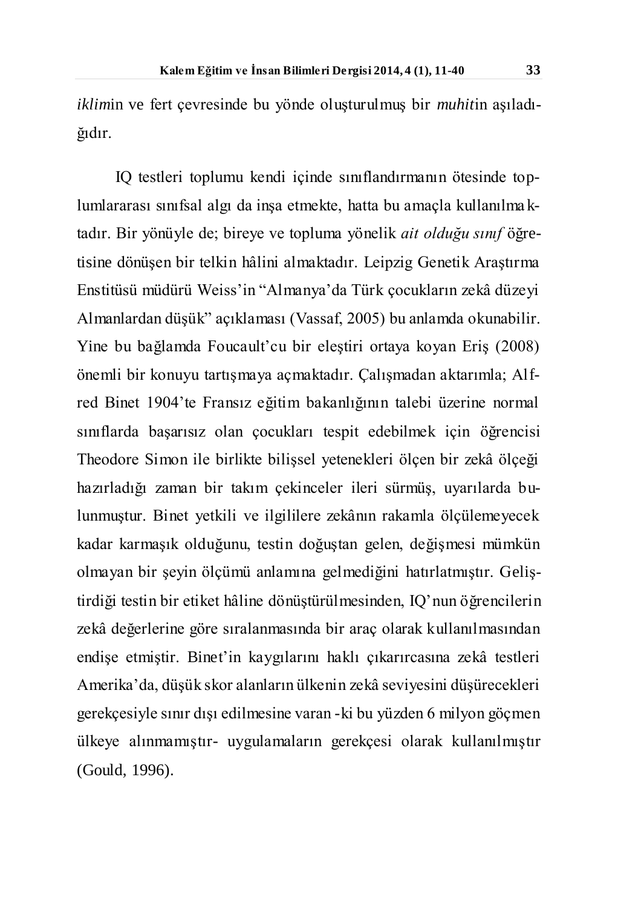*iklim*in ve fert çevresinde bu yönde oluşturulmuş bir *muhit*in aşıladığıdır.

IQ testleri toplumu kendi içinde sınıflandırmanın ötesinde toplumlararası sınıfsal algı da inşa etmekte, hatta bu amaçla kullanılmaktadır. Bir yönüyle de; bireye ve topluma yönelik *ait olduğu sınıf* öğretisine dönüşen bir telkin hâlini almaktadır. Leipzig Genetik Araştırma Enstitüsü müdürü Weiss'in "Almanya'da Türk çocukların zekâ düzeyi Almanlardan düşük" açıklaması (Vassaf, 2005) bu anlamda okunabilir. Yine bu bağlamda Foucault'cu bir eleştiri ortaya koyan Eriş (2008) önemli bir konuyu tartışmaya açmaktadır. Çalışmadan aktarımla; Alfred Binet 1904'te Fransız eğitim bakanlığının talebi üzerine normal sınıflarda başarısız olan çocukları tespit edebilmek için öğrencisi Theodore Simon ile birlikte bilişsel yetenekleri ölçen bir zekâ ölçeği hazırladığı zaman bir takım çekinceler ileri sürmüş, uyarılarda bulunmuştur. Binet yetkili ve ilgililere zekânın rakamla ölçülemeyecek kadar karmaşık olduğunu, testin doğuştan gelen, değişmesi mümkün olmayan bir şeyin ölçümü anlamına gelmediğini hatırlatmıştır. Geliştirdiği testin bir etiket hâline dönüştürülmesinden, IQ'nun öğrencilerin zekâ değerlerine göre sıralanmasında bir araç olarak kullanılmasından endişe etmiştir. Binet'in kaygılarını haklı çıkarırcasına zekâ testleri Amerika'da, düşük skor alanların ülkenin zekâ seviyesini düşürecekleri gerekçesiyle sınır dışı edilmesine varan -ki bu yüzden 6 milyon göçmen ülkeye alınmamıştır- uygulamaların gerekçesi olarak kullanılmıştır (Gould, 1996).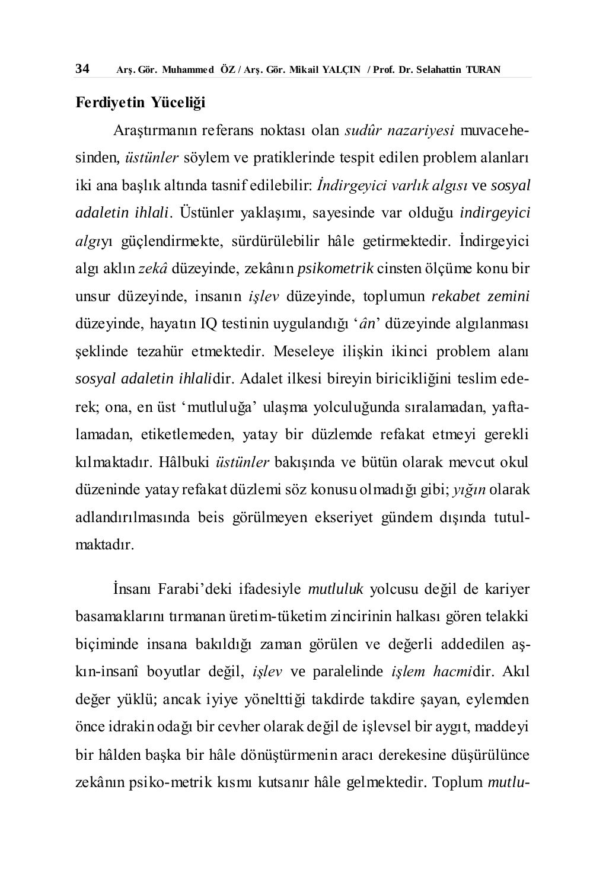## Ferdiyetin Yüceliği

Araştırmanın referans noktası olan *sudûr nazariyesi* muvacehesinden, *üstünler* söylem ve pratiklerinde tespit edilen problem alanları iki ana başlık altında tasnif edilebilir: *İndirgeyici varlık algısı* ve *sosyal adaletin ihlali*. Üstünler yaklaşımı, sayesinde var olduğu *indirgeyici algı*yı güçlendirmekte, sürdürülebilir hâle getirmektedir. İndirgeyici algı aklın *zekâ* düzeyinde, zekânın *psikometrik* cinsten ölçüme konu bir unsur düzeyinde, insanın *işlev* düzeyinde, toplumun *rekabet zemini* düzeyinde, hayatın IQ testinin uygulandığı '*ân*' düzeyinde algılanması şeklinde tezahür etmektedir. Meseleye ilişkin ikinci problem alanı *sosyal adaletin ihlali*dir. Adalet ilkesi bireyin biricikliğini teslim ederek; ona, en üst 'mutluluğa' ulaşma yolculuğunda sıralamadan, yaftalamadan, etiketlemeden, yatay bir düzlemde refakat etmeyi gerekli kılmaktadır. Hâlbuki *üstünler* bakışında ve bütün olarak mevcut okul düzeninde yatay refakat düzlemi söz konusu olmadığı gibi; *yığın* olarak adlandırılmasında beis görülmeyen ekseriyet gündem dışında tutulmaktadır.

İnsanı Farabi'deki ifadesiyle *mutluluk* yolcusu değil de kariyer basamaklarını tırmanan üretim-tüketim zincirinin halkası gören telakki biçiminde insana bakıldığı zaman görülen ve değerli addedilen aşkın-insanî boyutlar değil, *işlev* ve paralelinde *işlem hacmi*dir. Akıl değer yüklü; ancak iyiye yönelttiği takdirde takdire şayan, eylemden önce idrakin odağı bir cevher olarak değil de işlevsel bir aygıt, maddeyi bir hâlden başka bir hâle dönüştürmenin aracı derekesine düşürülünce zekânın psiko-metrik kısmı kutsanır hâle gelmektedir. Toplum *mutlu-*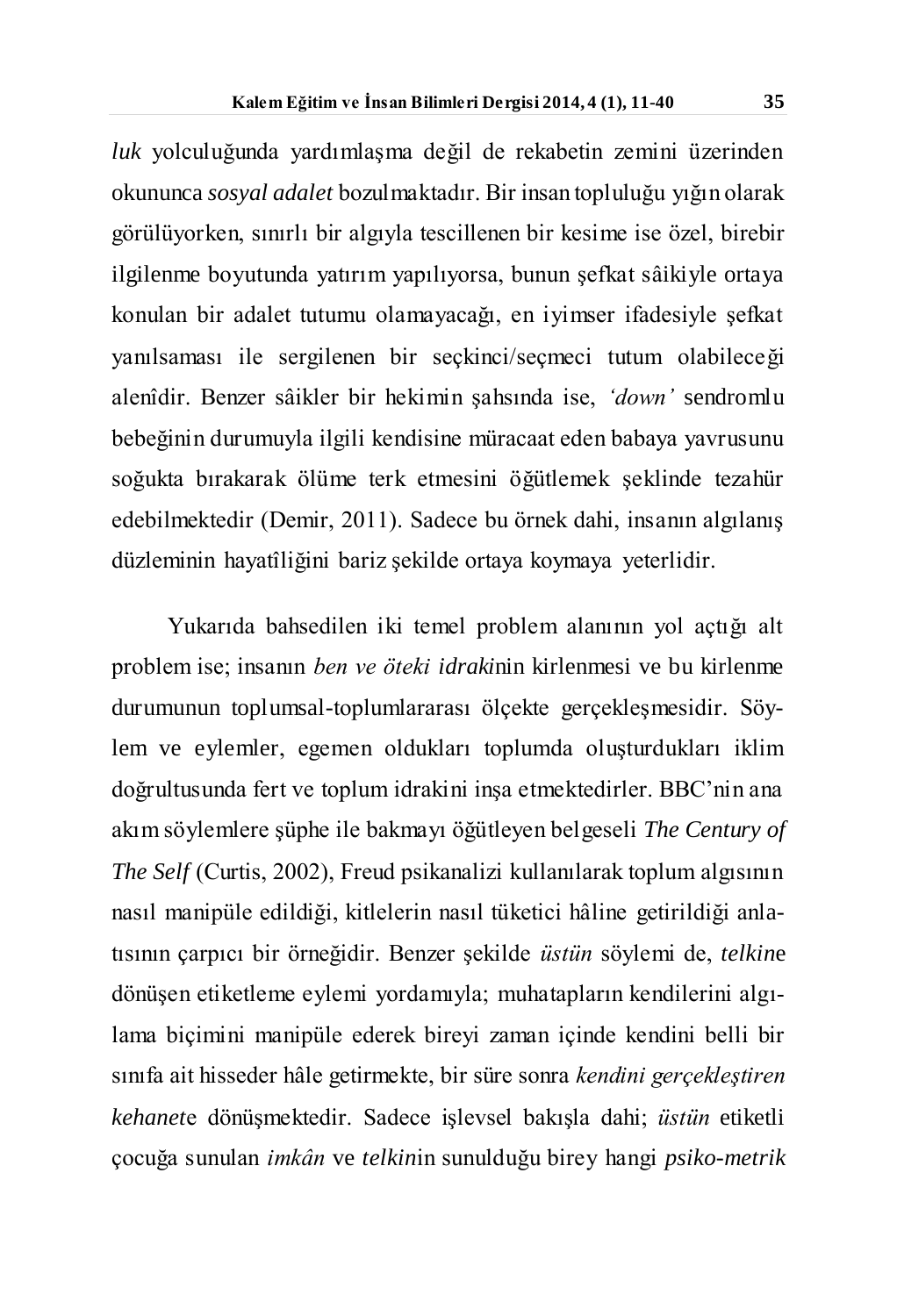*luk* yolculuğunda yardımlaşma değil de rekabetin zemini üzerinden okununca *sosyal adalet* bozulmaktadır. Bir insan topluluğu yığın olarak görülüyorken, sınırlı bir algıyla tescillenen bir kesime ise özel, birebir ilgilenme boyutunda yatırım yapılıyorsa, bunun şefkat sâikiyle ortaya konulan bir adalet tutumu olamayacağı, en iyimser ifadesiyle şefkat yanılsaması ile sergilenen bir seçkinci/seçmeci tutum olabileceği alenîdir. Benzer sâikler bir hekimin şahsında ise, *'down'* sendromlu bebeğinin durumuyla ilgili kendisine müracaat eden babaya yavrusunu soğukta bırakarak ölüme terk etmesini öğütlemek şeklinde tezahür edebilmektedir (Demir, 2011). Sadece bu örnek dahi, insanın algılanış düzleminin hayatîliğini bariz şekilde ortaya koymaya yeterlidir.

Yukarıda bahsedilen iki temel problem alanının yol açtığı alt problem ise; insanın *ben ve öteki idrak*inin kirlenmesi ve bu kirlenme durumunun toplumsal-toplumlararası ölçekte gerçekleşmesidir. Söylem ve eylemler, egemen oldukları toplumda oluşturdukları iklim doğrultusunda fert ve toplum idrakini inşa etmektedirler. BBC'nin ana akım söylemlere şüphe ile bakmayı öğütleyen belgeseli *The Century of The Self* (Curtis, 2002), Freud psikanalizi kullanılarak toplum algısının nasıl manipüle edildiği, kitlelerin nasıl tüketici hâline getirildiği anlatısının çarpıcı bir örneğidir. Benzer şekilde *üstün* söylemi de, *telkin*e dönüşen etiketleme eylemi yordamıyla; muhatapların kendilerini algılama biçimini manipüle ederek bireyi zaman içinde kendini belli bir sınıfa ait hisseder hâle getirmekte, bir süre sonra *kendini gerçekleştiren kehanet*e dönüşmektedir. Sadece işlevsel bakışla dahi; *üstün* etiketli çocuğa sunulan *imkân* ve *telkin*in sunulduğu birey hangi *psiko-metrik*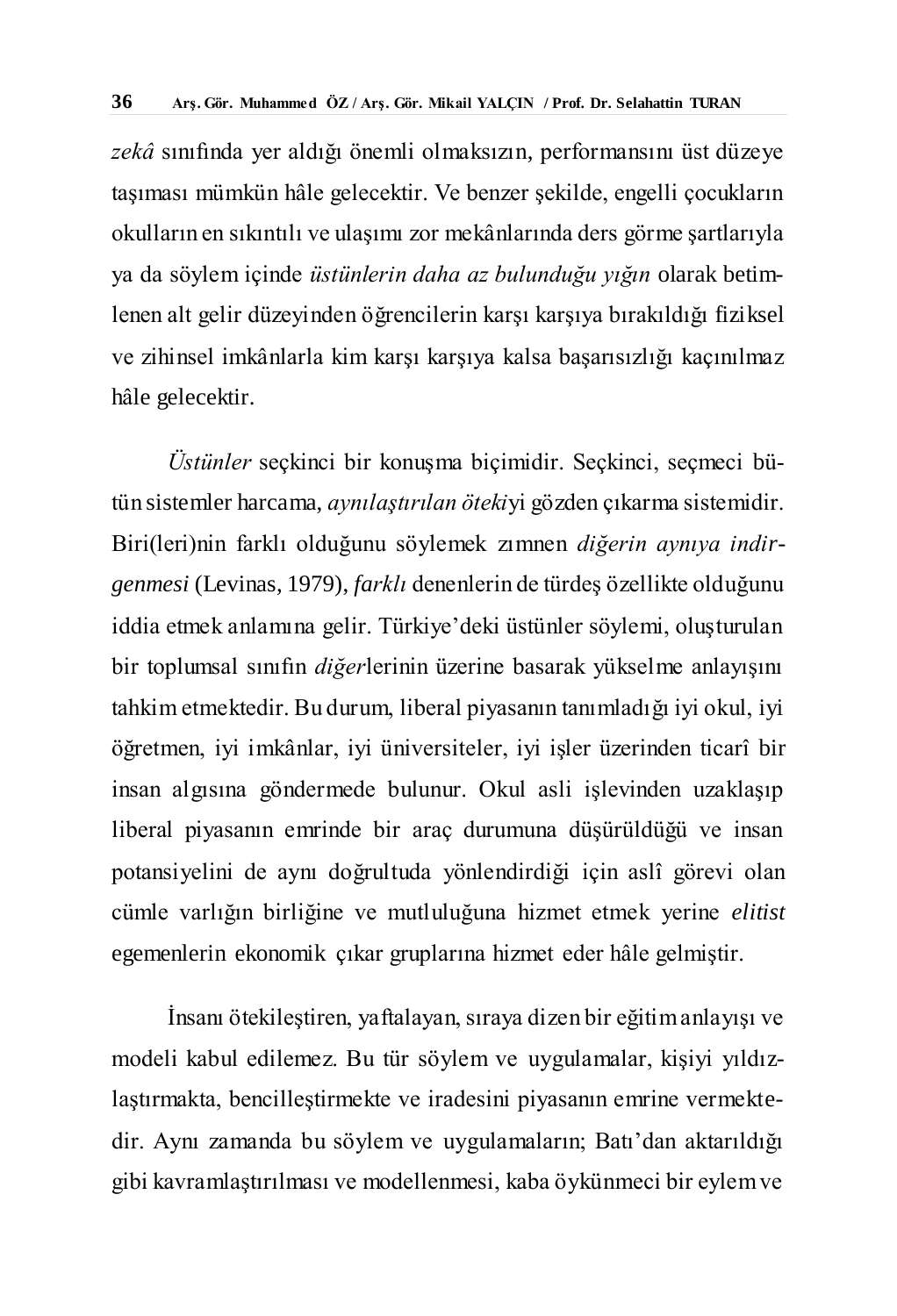*zekâ* sınıfında yer aldığı önemli olmaksızın, performansını üst düzeye taşıması mümkün hâle gelecektir. Ve benzer şekilde, engelli çocukların okulların en sıkıntılı ve ulaşımı zor mekânlarında ders görme şartlarıyla ya da söylem içinde *üstünlerin daha az bulunduğu yığın* olarak betimlenen alt gelir düzeyinden öğrencilerin karşı karşıya bırakıldığı fiziksel ve zihinsel imkânlarla kim karşı karşıya kalsa başarısızlığı kaçınılmaz hâle gelecektir.

*Üstünler* seçkinci bir konuşma biçimidir. Seçkinci, seçmeci bütün sistemler harcama, *aynılaştırılan öteki*yi gözden çıkarma sistemidir. Biri(leri)nin farklı olduğunu söylemek zımnen *diğerin aynıya indirgenmesi* (Levinas, 1979), *farklı* denenlerin de türdeş özellikte olduğunu iddia etmek anlamına gelir. Türkiye'deki üstünler söylemi, oluşturulan bir toplumsal sınıfın *diğer*lerinin üzerine basarak yükselme anlayışını tahkim etmektedir. Bu durum, liberal piyasanın tanımladığı iyi okul, iyi öğretmen, iyi imkânlar, iyi üniversiteler, iyi işler üzerinden ticarî bir insan algısına göndermede bulunur. Okul asli işlevinden uzaklaşıp liberal piyasanın emrinde bir araç durumuna düşürüldüğü ve insan potansiyelini de aynı doğrultuda yönlendirdiği için aslî görevi olan cümle varlığın birliğine ve mutluluğuna hizmet etmek yerine *elitist* egemenlerin ekonomik çıkar gruplarına hizmet eder hâle gelmiştir.

İnsanı ötekileştiren, yaftalayan, sıraya dizen bir eğitim anlayışı ve modeli kabul edilemez. Bu tür söylem ve uygulamalar, kişiyi yıldızlaştırmakta, bencilleştirmekte ve iradesini piyasanın emrine vermektedir. Aynı zamanda bu söylem ve uygulamaların; Batı'dan aktarıldığı gibi kavramlaştırılması ve modellenmesi, kaba öykünmeci bir eylem ve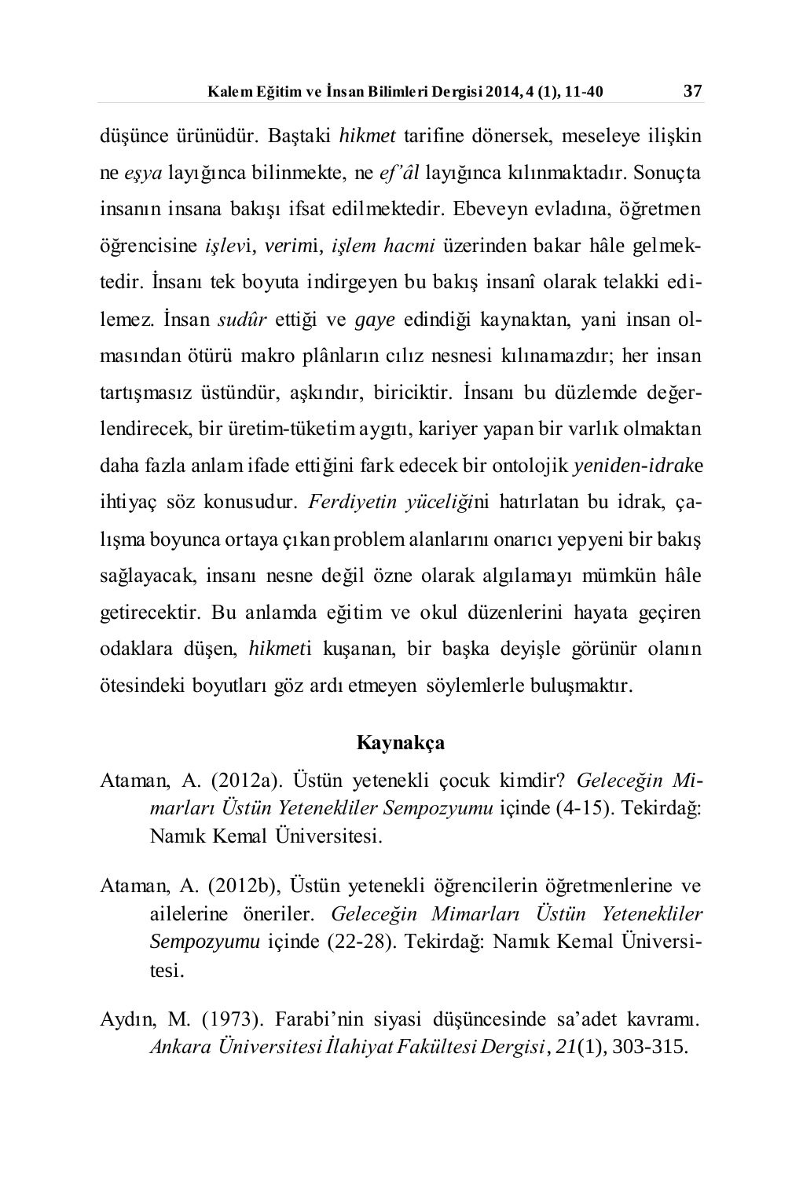düşünce ürünüdür. Baştaki *hikmet* tarifine dönersek, meseleye ilişkin ne *eşya* layığınca bilinmekte, ne *ef'âl* layığınca kılınmaktadır. Sonuçta insanın insana bakışı ifsat edilmektedir. Ebeveyn evladına, öğretmen öğrencisine *işlev*i, *verim*i, *işlem hacmi* üzerinden bakar hâle gelmektedir. İnsanı tek boyuta indirgeyen bu bakış insanî olarak telakki edilemez. İnsan *sudûr* ettiği ve *gaye* edindiği kaynaktan, yani insan olmasından ötürü makro plânların cılız nesnesi kılınamazdır; her insan tartışmasız üstündür, aşkındır, biriciktir. İnsanı bu düzlemde değerlendirecek, bir üretim-tüketim aygıtı, kariyer yapan bir varlık olmaktan daha fazla anlam ifade ettiğini fark edecek bir ontolojik *yeniden-idrak*e ihtiyaç söz konusudur. *Ferdiyetin yüceliği*ni hatırlatan bu idrak, çalışma boyunca ortaya çıkan problem alanlarını onarıcı yepyeni bir bakış sağlayacak, insanı nesne değil özne olarak algılamayı mümkün hâle getirecektir. Bu anlamda eğitim ve okul düzenlerini hayata geçiren odaklara düşen, *hikmet*i kuşanan, bir başka deyişle görünür olanın ötesindeki boyutları göz ardı etmeyen söylemlerle buluşmaktır.

## Kaynakça

Ataman, A. (2012a). Üstün yetenekli çocuk kimdir? *Geleceğin Mimarları Üstün Yetenekliler Sempozyumu* içinde (4-15). Tekirdağ: Namık Kemal Üniversitesi.

Ataman, A. (2012b), Üstün yetenekli öğrencilerin öğretmenlerine ve ailelerine öneriler. *Geleceğin Mimarları Üstün Yetenekliler Sempozyumu* içinde (22-28). Tekirdağ: Namık Kemal Üniversitesi.

Aydın, M. (1973). Farabi'nin siyasi düşüncesinde sa'adet kavramı. *Ankara Üniversitesi İlahiyat Fakültesi Dergisi*, *21*(1), 303-315.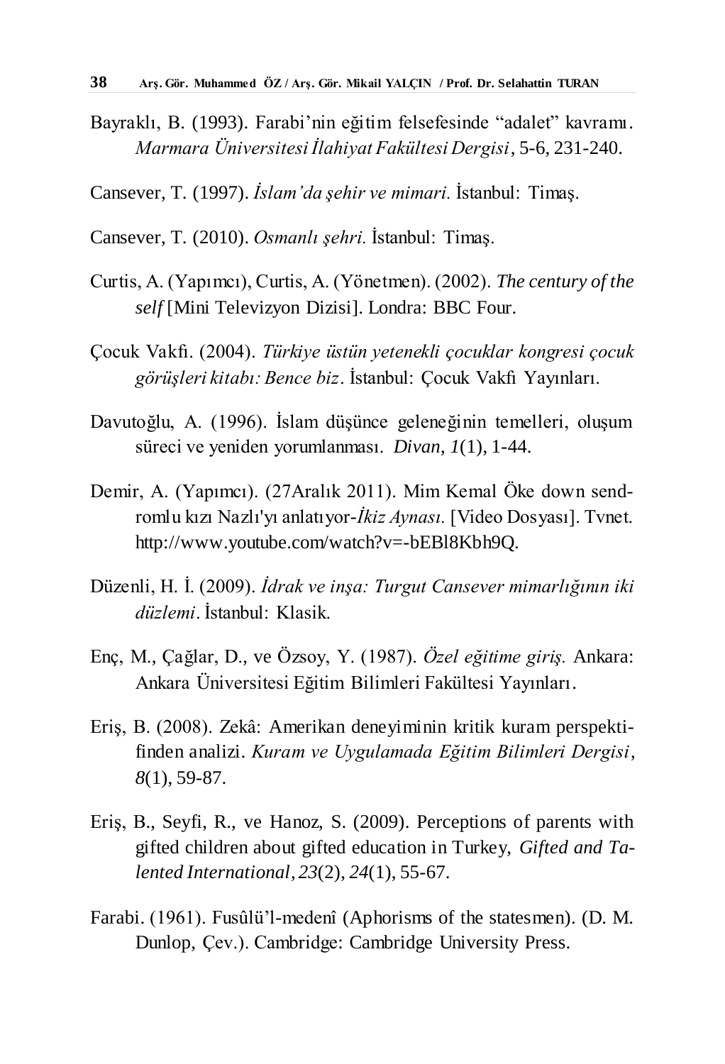Bayraklı, B. (1993). Farabi'nin eğitim felsefesinde "adalet" kavramı. *Marmara Üniversitesi İlahiyat Fakültesi Dergisi*, 5-6, 231-240.

Cansever, T. (1997). *İslam'da şehir ve mimari.* İstanbul: Timaş.

Cansever, T. (2010). *Osmanlı şehri.* İstanbul: Timaş.

Curtis, A. (Yapımcı), Curtis, A. (Yönetmen). (2002). *The century of the self* [Mini Televizyon Dizisi]. Londra: BBC Four.

Çocuk Vakfı. (2004). *Türkiye üstün yetenekli çocuklar kongresi çocuk görüşleri kitabı: Bence biz*. İstanbul: Çocuk Vakfı Yayınları.

Davutoğlu, A. (1996). İslam düşünce geleneğinin temelleri, oluşum süreci ve yeniden yorumlanması. *Divan, 1*(1), 1-44.

Demir, A. (Yapımcı). (27Aralık 2011). Mim Kemal Öke down sendromlu kızı Nazlı'yı anlatıyor-*İkiz Aynası.* [Video Dosyası]. Tvnet. http://www.youtube.com/watch?v=-bEBl8Kbh9Q.

Düzenli, H. İ. (2009). *İdrak ve inşa: Turgut Cansever mimarlığının iki düzlemi*. İstanbul: Klasik.

Enç, M., Çağlar, D., ve Özsoy, Y. (1987). *Özel eğitime giriş.* Ankara: Ankara Üniversitesi Eğitim Bilimleri Fakültesi Yayınları.

Eriş, B. (2008). Zekâ: Amerikan deneyiminin kritik kuram perspektifinden analizi. *Kuram ve Uygulamada Eğitim Bilimleri Dergisi, 8*(1), 59-87.

Eriş, B., Seyfi, R., ve Hanoz, S. (2009). Perceptions of parents with gifted children about gifted education in Turkey, *Gifted and Talented International*, *23*(2), *24*(1), 55-67.

Farabi. (1961). Fusûlü'l-medenî (Aphorisms of the statesmen). (D. M. Dunlop, Çev.). Cambridge: Cambridge University Press.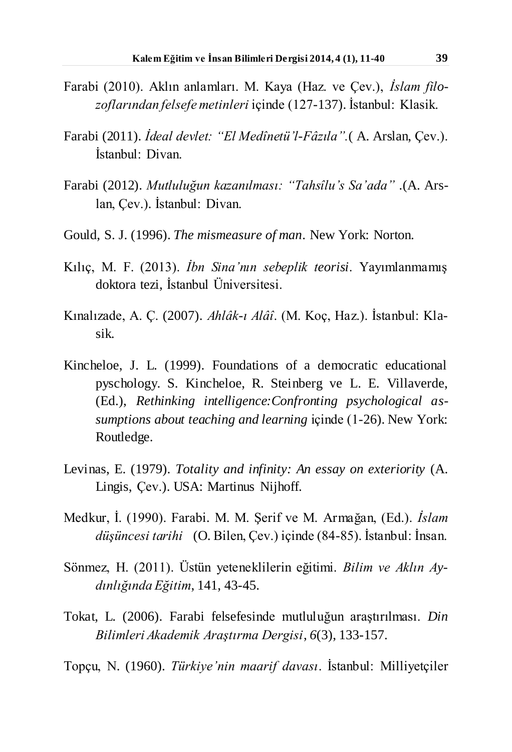Farabi (2010). Aklın anlamları. M. Kaya (Haz. ve Çev.), *İslam filozoflarından felsefe metinleri* içinde (127-137). İstanbul: Klasik.

Farabi (2011). *İdeal devlet: "El Medînetü'l-Fâzıla".*( A. Arslan, Çev.). İstanbul: Divan.

Farabi (2012). *Mutluluğun kazanılması: "Tahsîlu's Sa'ada"* .(A. Arslan, Çev.). İstanbul: Divan.

Gould, S. J. (1996). *The mismeasure of man*. New York: Norton.

Kılıç, M. F. (2013). *İbn Sina'nın sebeplik teorisi*. Yayımlanmamış doktora tezi, İstanbul Üniversitesi.

Kınalızade, A. Ç. (2007). *Ahlâk-ı Alâî*. (M. Koç, Haz.). İstanbul: Klasik.

Kincheloe, J. L. (1999). Foundations of a democratic educational pyschology. S. Kincheloe, R. Steinberg ve L. E. Villaverde, (Ed.), *Rethinking intelligence:Confronting psychological assumptions about teaching and learning* içinde (1-26). New York: Routledge.

Levinas, E. (1979). *Totality and infinity: An essay on exteriority* (A. Lingis, Çev.). USA: Martinus Nijhoff.

Medkur, İ. (1990). Farabi. M. M. Şerif ve M. Armağan, (Ed.). *İslam düşüncesi tarihi* (O. Bilen, Çev.) içinde (84-85). İstanbul: İnsan.

Sönmez, H. (2011). Üstün yeteneklilerin eğitimi. *Bilim ve Aklın Aydınlığında Eğitim*, 141, 43-45.

Tokat, L. (2006). Farabi felsefesinde mutluluğun araştırılması. *Din Bilimleri Akademik Araştırma Dergisi*, *6*(3), 133-157.

Topçu, N. (1960). *Türkiye'nin maarif davası*. İstanbul: Milliyetçiler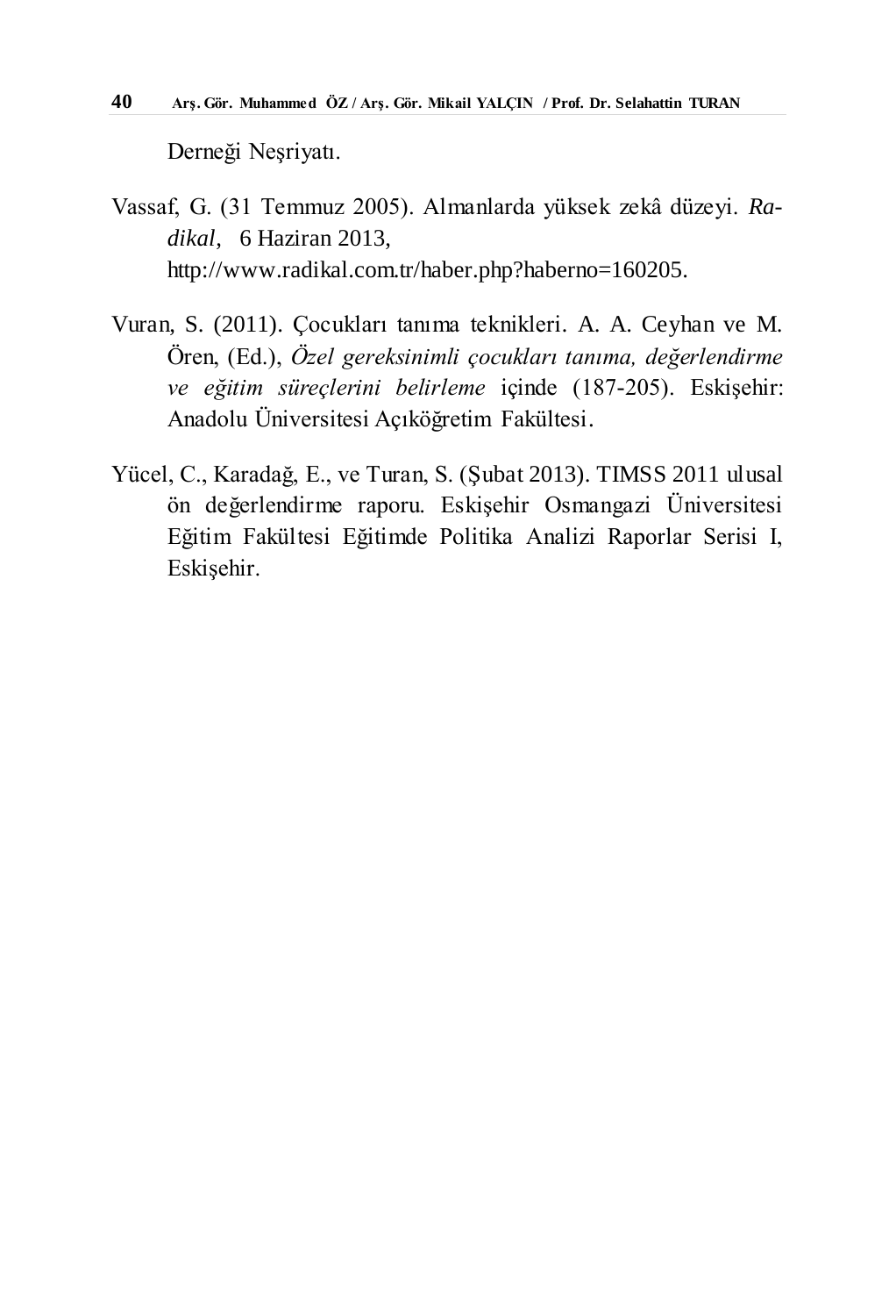Derneği Neşriyatı.

Vassaf, G. (31 Temmuz 2005). Almanlarda yüksek zekâ düzeyi. *Radikal,* 6 Haziran 2013, http://www.radikal.com.tr/haber.php?haberno=160205.

Vuran, S. (2011). Çocukları tanıma teknikleri. A. A. Ceyhan ve M. Ören, (Ed.), *Özel gereksinimli çocukları tanıma, değerlendirme ve eğitim süreçlerini belirleme* içinde (187-205). Eskişehir: Anadolu Üniversitesi Açıköğretim Fakültesi.

Yücel, C., Karadağ, E., ve Turan, S. (Şubat 2013). TIMSS 2011 ulusal ön değerlendirme raporu. Eskişehir Osmangazi Üniversitesi Eğitim Fakültesi Eğitimde Politika Analizi Raporlar Serisi I, Eskişehir.